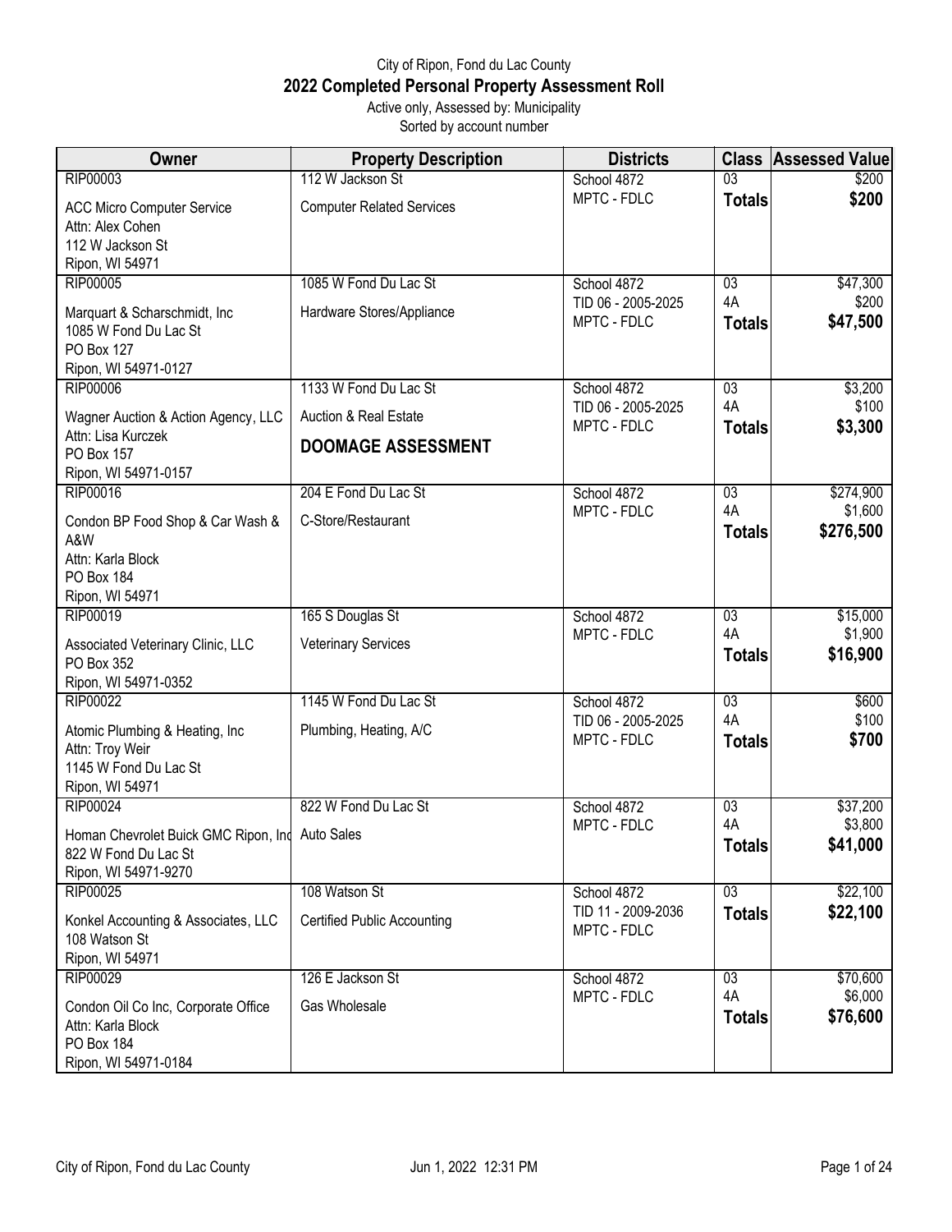# City of Ripon, Fond du Lac County
## 2022 Completed Personal Property Assessment Roll
Active only, Assessed by: Municipality
Sorted by account number

| Owner | Property Description | Districts | Class | Assessed Value |
|---|---|---|---|---|
| RIP00003<br>ACC Micro Computer Service<br>Attn: Alex Cohen<br>112 W Jackson St<br>Ripon, WI 54971 | 112 W Jackson St<br>Computer Related Services | School 4872<br>MPTC - FDLC | 03<br>**Totals** | $200<br>**$200** |
| RIP00005<br>Marquart & Scharschmidt, Inc<br>1085 W Fond Du Lac St<br>PO Box 127<br>Ripon, WI 54971-0127 | 1085 W Fond Du Lac St<br>Hardware Stores/Appliance | School 4872<br>TID 06 - 2005-2025<br>MPTC - FDLC | 03<br>4A<br>**Totals** | $47,300<br>$200<br>**$47,500** |
| RIP00006<br>Wagner Auction & Action Agency, LLC<br>Attn: Lisa Kurczek<br>PO Box 157<br>Ripon, WI 54971-0157 | 1133 W Fond Du Lac St<br>Auction & Real Estate<br>**DOOMAGE ASSESSMENT** | School 4872<br>TID 06 - 2005-2025<br>MPTC - FDLC | 03<br>4A<br>**Totals** | $3,200<br>$100<br>**$3,300** |
| RIP00016<br>Condon BP Food Shop & Car Wash & A&W<br>Attn: Karla Block<br>PO Box 184<br>Ripon, WI 54971 | 204 E Fond Du Lac St<br>C-Store/Restaurant | School 4872<br>MPTC - FDLC | 03<br>4A<br>**Totals** | $274,900<br>$1,600<br>**$276,500** |
| RIP00019<br>Associated Veterinary Clinic, LLC<br>PO Box 352<br>Ripon, WI 54971-0352 | 165 S Douglas St<br>Veterinary Services | School 4872<br>MPTC - FDLC | 03<br>4A<br>**Totals** | $15,000<br>$1,900<br>**$16,900** |
| RIP00022<br>Atomic Plumbing & Heating, Inc<br>Attn: Troy Weir<br>1145 W Fond Du Lac St<br>Ripon, WI 54971 | 1145 W Fond Du Lac St<br>Plumbing, Heating, A/C | School 4872<br>TID 06 - 2005-2025<br>MPTC - FDLC | 03<br>4A<br>**Totals** | $600<br>$100<br>**$700** |
| RIP00024<br>Homan Chevrolet Buick GMC Ripon, Inc<br>822 W Fond Du Lac St<br>Ripon, WI 54971-9270 | 822 W Fond Du Lac St<br>Auto Sales | School 4872<br>MPTC - FDLC | 03<br>4A<br>**Totals** | $37,200<br>$3,800<br>**$41,000** |
| RIP00025<br>Konkel Accounting & Associates, LLC<br>108 Watson St<br>Ripon, WI 54971 | 108 Watson St<br>Certified Public Accounting | School 4872<br>TID 11 - 2009-2036<br>MPTC - FDLC | 03<br>**Totals** | $22,100<br>**$22,100** |
| RIP00029<br>Condon Oil Co Inc, Corporate Office<br>Attn: Karla Block<br>PO Box 184<br>Ripon, WI 54971-0184 | 126 E Jackson St<br>Gas Wholesale | School 4872<br>MPTC - FDLC | 03<br>4A<br>**Totals** | $70,600<br>$6,000<br>**$76,600** |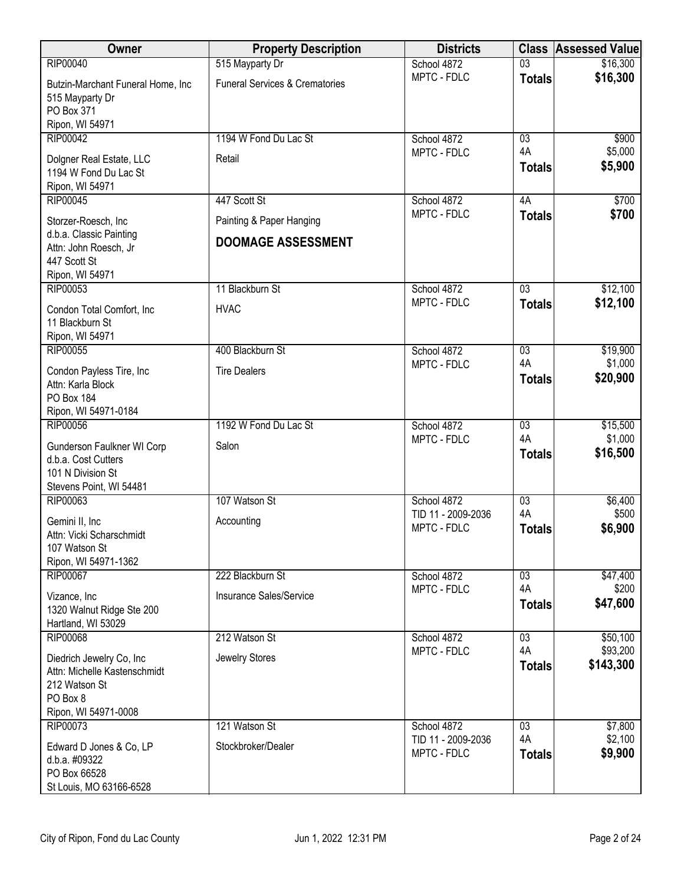| Owner | Property Description | Districts | Class | Assessed Value |
|---|---|---|---|---|
| RIP00040<br>Butzin-Marchant Funeral Home, Inc<br>515 Mayparty Dr<br>PO Box 371<br>Ripon, WI 54971 | 515 Mayparty Dr<br>Funeral Services & Crematories | School 4872<br>MPTC - FDLC | 03<br>**Totals** | $16,300<br>**$16,300** |
| RIP00042<br>Dolgner Real Estate, LLC<br>1194 W Fond Du Lac St<br>Ripon, WI 54971 | 1194 W Fond Du Lac St<br>Retail | School 4872<br>MPTC - FDLC | 03<br>4A<br>**Totals** | $900<br>$5,000<br>**$5,900** |
| RIP00045<br>Storzer-Roesch, Inc<br>d.b.a. Classic Painting<br>Attn: John Roesch, Jr<br>447 Scott St<br>Ripon, WI 54971 | 447 Scott St<br>Painting & Paper Hanging<br>**DOOMAGE ASSESSMENT** | School 4872<br>MPTC - FDLC | 4A<br>**Totals** | $700<br>**$700** |
| RIP00053<br>Condon Total Comfort, Inc<br>11 Blackburn St<br>Ripon, WI 54971 | 11 Blackburn St<br>HVAC | School 4872<br>MPTC - FDLC | 03<br>**Totals** | $12,100<br>**$12,100** |
| RIP00055<br>Condon Payless Tire, Inc<br>Attn: Karla Block<br>PO Box 184<br>Ripon, WI 54971-0184 | 400 Blackburn St<br>Tire Dealers | School 4872<br>MPTC - FDLC | 03<br>4A<br>**Totals** | $19,900<br>$1,000<br>**$20,900** |
| RIP00056<br>Gunderson Faulkner WI Corp<br>d.b.a. Cost Cutters<br>101 N Division St<br>Stevens Point, WI 54481 | 1192 W Fond Du Lac St<br>Salon | School 4872<br>MPTC - FDLC | 03<br>4A<br>**Totals** | $15,500<br>$1,000<br>**$16,500** |
| RIP00063<br>Gemini II, Inc<br>Attn: Vicki Scharschmidt<br>107 Watson St<br>Ripon, WI 54971-1362 | 107 Watson St<br>Accounting | School 4872<br>TID 11 - 2009-2036<br>MPTC - FDLC | 03<br>4A<br>**Totals** | $6,400<br>$500<br>**$6,900** |
| RIP00067<br>Vizance, Inc<br>1320 Walnut Ridge Ste 200<br>Hartland, WI 53029 | 222 Blackburn St<br>Insurance Sales/Service | School 4872<br>MPTC - FDLC | 03<br>4A<br>**Totals** | $47,400<br>$200<br>**$47,600** |
| RIP00068<br>Diedrich Jewelry Co, Inc<br>Attn: Michelle Kastenschmidt<br>212 Watson St<br>PO Box 8<br>Ripon, WI 54971-0008 | 212 Watson St<br>Jewelry Stores | School 4872<br>MPTC - FDLC | 03<br>4A<br>**Totals** | $50,100<br>$93,200<br>**$143,300** |
| RIP00073<br>Edward D Jones & Co, LP<br>d.b.a. #09322<br>PO Box 66528<br>St Louis, MO 63166-6528 | 121 Watson St<br>Stockbroker/Dealer | School 4872<br>TID 11 - 2009-2036<br>MPTC - FDLC | 03<br>4A<br>**Totals** | $7,800<br>$2,100<br>**$9,900** |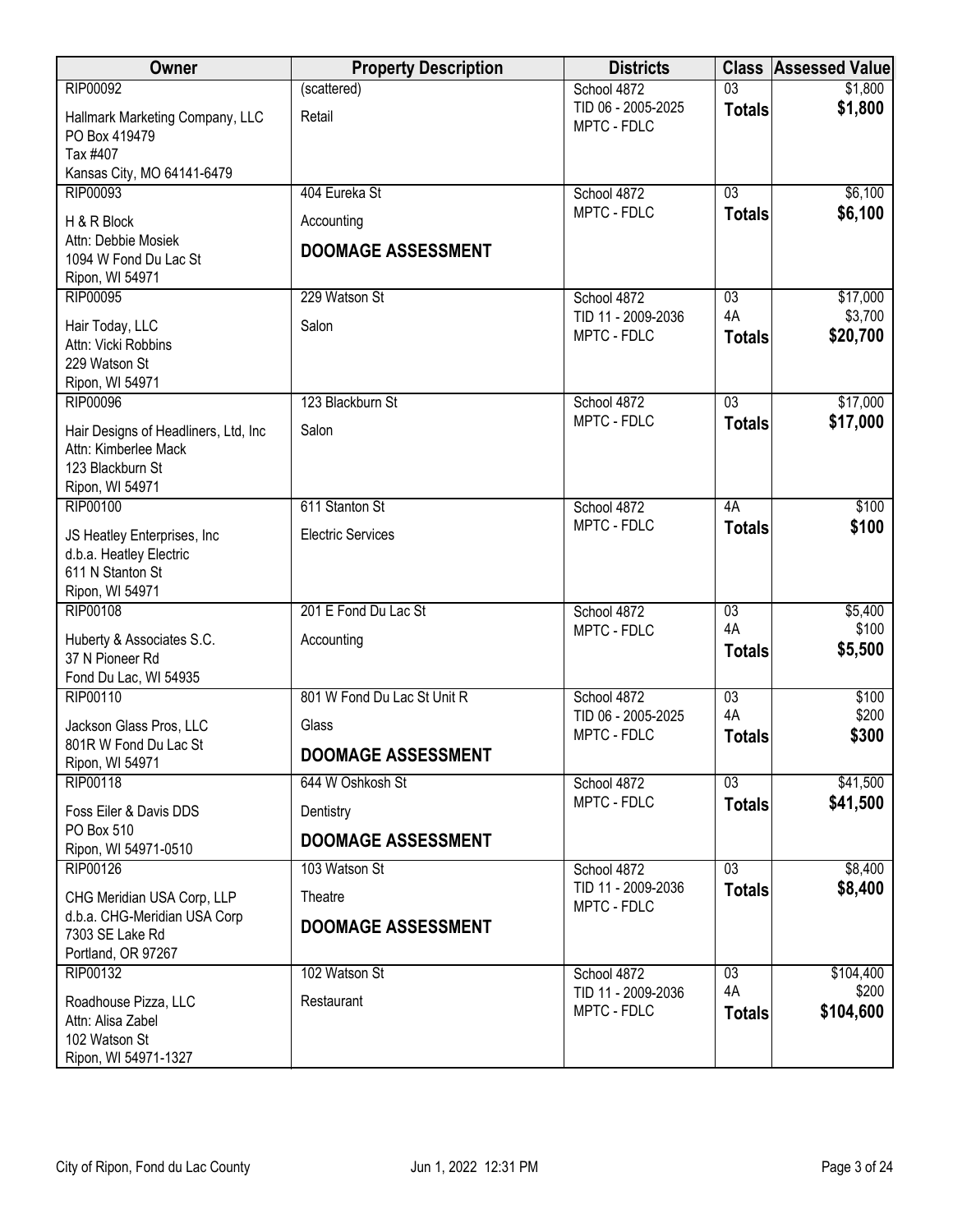| Owner | Property Description | Districts | Class | Assessed Value |
|---|---|---|---|---|
| RIP00092<br>Hallmark Marketing Company, LLC<br>PO Box 419479<br>Tax #407<br>Kansas City, MO 64141-6479 | (scattered)<br>Retail | School 4872<br>TID 06 - 2005-2025<br>MPTC - FDLC | 03<br>**Totals** | $1,800<br>**$1,800** |
| RIP00093<br>H & R Block<br>Attn: Debbie Mosiek<br>1094 W Fond Du Lac St<br>Ripon, WI 54971 | 404 Eureka St<br>Accounting<br>**DOOMAGE ASSESSMENT** | School 4872<br>MPTC - FDLC | 03<br>**Totals** | $6,100<br>**$6,100** |
| RIP00095<br>Hair Today, LLC<br>Attn: Vicki Robbins<br>229 Watson St<br>Ripon, WI 54971 | 229 Watson St<br>Salon | School 4872<br>TID 11 - 2009-2036<br>MPTC - FDLC | 03<br>4A<br>**Totals** | $17,000<br>$3,700<br>**$20,700** |
| RIP00096<br>Hair Designs of Headliners, Ltd, Inc<br>Attn: Kimberlee Mack<br>123 Blackburn St<br>Ripon, WI 54971 | 123 Blackburn St<br>Salon | School 4872<br>MPTC - FDLC | 03<br>**Totals** | $17,000<br>**$17,000** |
| RIP00100<br>JS Heatley Enterprises, Inc<br>d.b.a. Heatley Electric<br>611 N Stanton St<br>Ripon, WI 54971 | 611 Stanton St<br>Electric Services | School 4872<br>MPTC - FDLC | 4A<br>**Totals** | $100<br>**$100** |
| RIP00108<br>Huberty & Associates S.C.<br>37 N Pioneer Rd<br>Fond Du Lac, WI 54935 | 201 E Fond Du Lac St<br>Accounting | School 4872<br>MPTC - FDLC | 03<br>4A<br>**Totals** | $5,400<br>$100<br>**$5,500** |
| RIP00110<br>Jackson Glass Pros, LLC<br>801R W Fond Du Lac St<br>Ripon, WI 54971 | 801 W Fond Du Lac St Unit R<br>Glass<br>**DOOMAGE ASSESSMENT** | School 4872<br>TID 06 - 2005-2025<br>MPTC - FDLC | 03<br>4A<br>**Totals** | $100<br>$200<br>**$300** |
| RIP00118<br>Foss Eiler & Davis DDS<br>PO Box 510<br>Ripon, WI 54971-0510 | 644 W Oshkosh St<br>Dentistry<br>**DOOMAGE ASSESSMENT** | School 4872<br>MPTC - FDLC | 03<br>**Totals** | $41,500<br>**$41,500** |
| RIP00126<br>CHG Meridian USA Corp, LLP<br>d.b.a. CHG-Meridian USA Corp<br>7303 SE Lake Rd<br>Portland, OR 97267 | 103 Watson St<br>Theatre<br>**DOOMAGE ASSESSMENT** | School 4872<br>TID 11 - 2009-2036<br>MPTC - FDLC | 03<br>**Totals** | $8,400<br>**$8,400** |
| RIP00132<br>Roadhouse Pizza, LLC<br>Attn: Alisa Zabel<br>102 Watson St<br>Ripon, WI 54971-1327 | 102 Watson St<br>Restaurant | School 4872<br>TID 11 - 2009-2036<br>MPTC - FDLC | 03<br>4A<br>**Totals** | $104,400<br>$200<br>**$104,600** |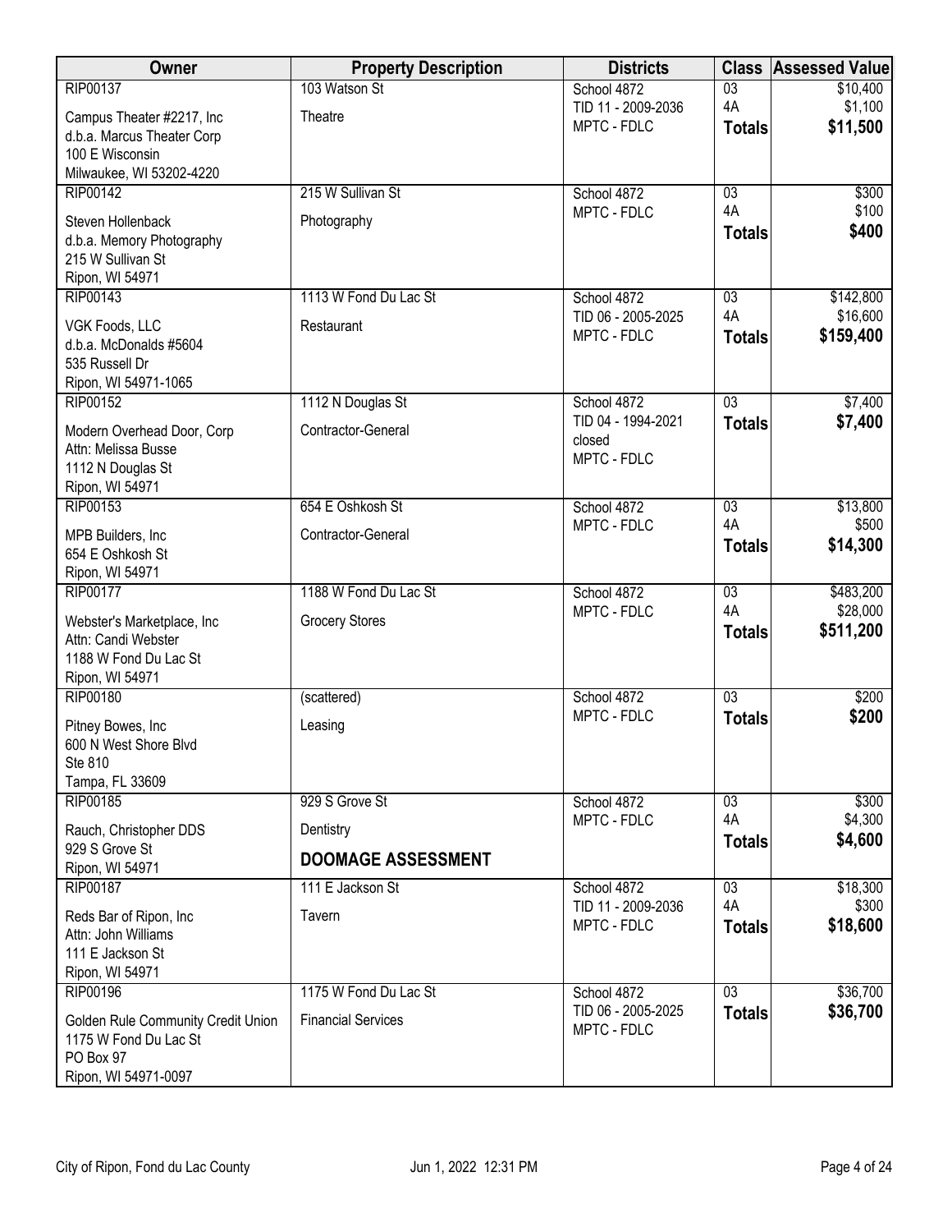| Owner | Property Description | Districts | Class | Assessed Value |
|---|---|---|---|---|
| RIP00137<br>Campus Theater #2217, Inc<br>d.b.a. Marcus Theater Corp<br>100 E Wisconsin<br>Milwaukee, WI 53202-4220 | 103 Watson St<br>Theatre | School 4872<br>TID 11 - 2009-2036<br>MPTC - FDLC | 03<br>4A<br>**Totals** | $10,400<br>$1,100<br>**$11,500** |
| RIP00142<br>Steven Hollenback<br>d.b.a. Memory Photography<br>215 W Sullivan St<br>Ripon, WI 54971 | 215 W Sullivan St<br>Photography | School 4872<br>MPTC - FDLC | 03<br>4A<br>**Totals** | $300<br>$100<br>**$400** |
| RIP00143<br>VGK Foods, LLC<br>d.b.a. McDonalds #5604<br>535 Russell Dr<br>Ripon, WI 54971-1065 | 1113 W Fond Du Lac St<br>Restaurant | School 4872<br>TID 06 - 2005-2025<br>MPTC - FDLC | 03<br>4A<br>**Totals** | $142,800<br>$16,600<br>**$159,400** |
| RIP00152<br>Modern Overhead Door, Corp<br>Attn: Melissa Busse<br>1112 N Douglas St<br>Ripon, WI 54971 | 1112 N Douglas St<br>Contractor-General | School 4872<br>TID 04 - 1994-2021 closed<br>MPTC - FDLC | 03<br>**Totals** | $7,400<br>**$7,400** |
| RIP00153<br>MPB Builders, Inc<br>654 E Oshkosh St<br>Ripon, WI 54971 | 654 E Oshkosh St<br>Contractor-General | School 4872<br>MPTC - FDLC | 03<br>4A<br>**Totals** | $13,800<br>$500<br>**$14,300** |
| RIP00177<br>Webster's Marketplace, Inc<br>Attn: Candi Webster<br>1188 W Fond Du Lac St<br>Ripon, WI 54971 | 1188 W Fond Du Lac St<br>Grocery Stores | School 4872<br>MPTC - FDLC | 03<br>4A<br>**Totals** | $483,200<br>$28,000<br>**$511,200** |
| RIP00180<br>Pitney Bowes, Inc<br>600 N West Shore Blvd<br>Ste 810<br>Tampa, FL 33609 | (scattered)<br>Leasing | School 4872<br>MPTC - FDLC | 03<br>**Totals** | $200<br>**$200** |
| RIP00185<br>Rauch, Christopher DDS<br>929 S Grove St<br>Ripon, WI 54971 | 929 S Grove St<br>Dentistry<br>**DOOMAGE ASSESSMENT** | School 4872<br>MPTC - FDLC | 03<br>4A<br>**Totals** | $300<br>$4,300<br>**$4,600** |
| RIP00187<br>Reds Bar of Ripon, Inc<br>Attn: John Williams<br>111 E Jackson St<br>Ripon, WI 54971 | 111 E Jackson St<br>Tavern | School 4872<br>TID 11 - 2009-2036<br>MPTC - FDLC | 03<br>4A<br>**Totals** | $18,300<br>$300<br>**$18,600** |
| RIP00196<br>Golden Rule Community Credit Union<br>1175 W Fond Du Lac St<br>PO Box 97<br>Ripon, WI 54971-0097 | 1175 W Fond Du Lac St<br>Financial Services | School 4872<br>TID 06 - 2005-2025<br>MPTC - FDLC | 03<br>**Totals** | $36,700<br>**$36,700** |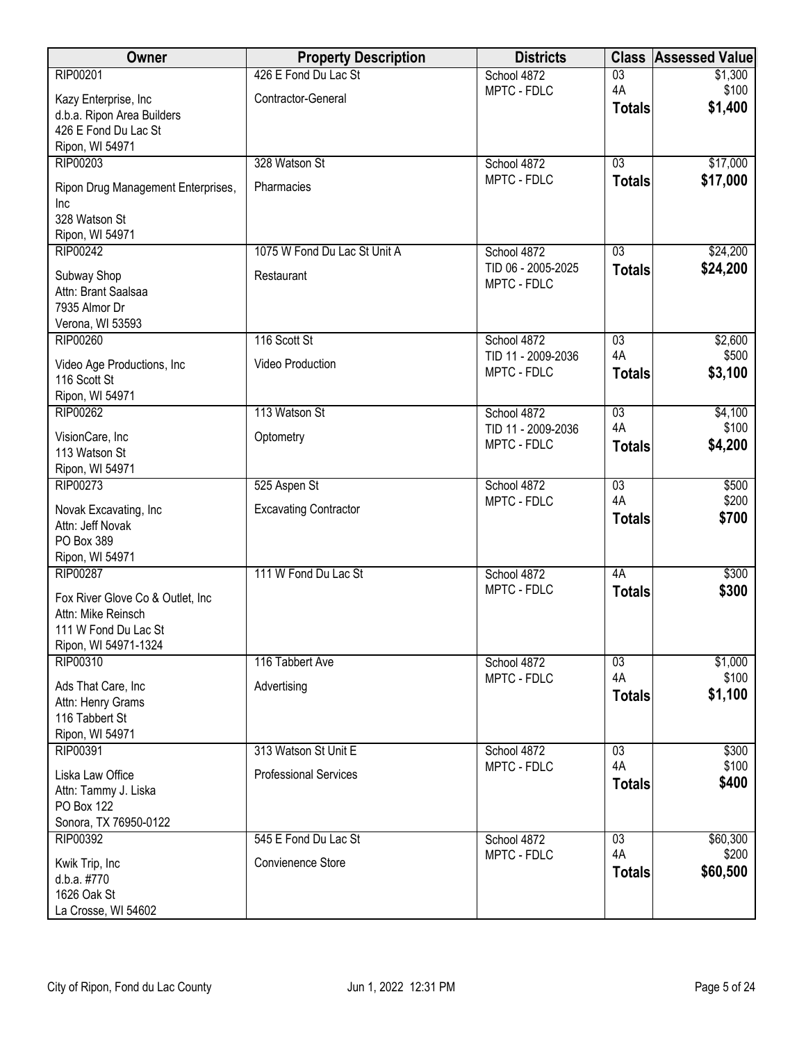| Owner | Property Description | Districts | Class | Assessed Value |
|---|---|---|---|---|
| RIP00201<br>Kazy Enterprise, Inc<br>d.b.a. Ripon Area Builders<br>426 E Fond Du Lac St<br>Ripon, WI 54971 | 426 E Fond Du Lac St<br>Contractor-General | School 4872<br>MPTC - FDLC | 03<br>4A<br>**Totals** | $1,300<br>$100<br>**$1,400** |
| RIP00203<br>Ripon Drug Management Enterprises, Inc<br>328 Watson St<br>Ripon, WI 54971 | 328 Watson St<br>Pharmacies | School 4872<br>MPTC - FDLC | 03<br>**Totals** | $17,000<br>**$17,000** |
| RIP00242<br>Subway Shop<br>Attn: Brant Saalsaa<br>7935 Almor Dr<br>Verona, WI 53593 | 1075 W Fond Du Lac St Unit A<br>Restaurant | School 4872<br>TID 06 - 2005-2025<br>MPTC - FDLC | 03<br>**Totals** | $24,200<br>**$24,200** |
| RIP00260<br>Video Age Productions, Inc<br>116 Scott St<br>Ripon, WI 54971 | 116 Scott St<br>Video Production | School 4872<br>TID 11 - 2009-2036<br>MPTC - FDLC | 03<br>4A<br>**Totals** | $2,600<br>$500<br>**$3,100** |
| RIP00262<br>VisionCare, Inc<br>113 Watson St<br>Ripon, WI 54971 | 113 Watson St<br>Optometry | School 4872<br>TID 11 - 2009-2036<br>MPTC - FDLC | 03<br>4A<br>**Totals** | $4,100<br>$100<br>**$4,200** |
| RIP00273<br>Novak Excavating, Inc<br>Attn: Jeff Novak<br>PO Box 389<br>Ripon, WI 54971 | 525 Aspen St<br>Excavating Contractor | School 4872<br>MPTC - FDLC | 03<br>4A<br>**Totals** | $500<br>$200<br>**$700** |
| RIP00287<br>Fox River Glove Co & Outlet, Inc<br>Attn: Mike Reinsch<br>111 W Fond Du Lac St<br>Ripon, WI 54971-1324 | 111 W Fond Du Lac St | School 4872<br>MPTC - FDLC | 4A<br>**Totals** | $300<br>**$300** |
| RIP00310<br>Ads That Care, Inc<br>Attn: Henry Grams<br>116 Tabbert St<br>Ripon, WI 54971 | 116 Tabbert Ave<br>Advertising | School 4872<br>MPTC - FDLC | 03<br>4A<br>**Totals** | $1,000<br>$100<br>**$1,100** |
| RIP00391<br>Liska Law Office<br>Attn: Tammy J. Liska<br>PO Box 122<br>Sonora, TX 76950-0122 | 313 Watson St Unit E<br>Professional Services | School 4872<br>MPTC - FDLC | 03<br>4A<br>**Totals** | $300<br>$100<br>**$400** |
| RIP00392<br>Kwik Trip, Inc<br>d.b.a. #770<br>1626 Oak St<br>La Crosse, WI 54602 | 545 E Fond Du Lac St<br>Convienence Store | School 4872<br>MPTC - FDLC | 03<br>4A<br>**Totals** | $60,300<br>$200<br>**$60,500** |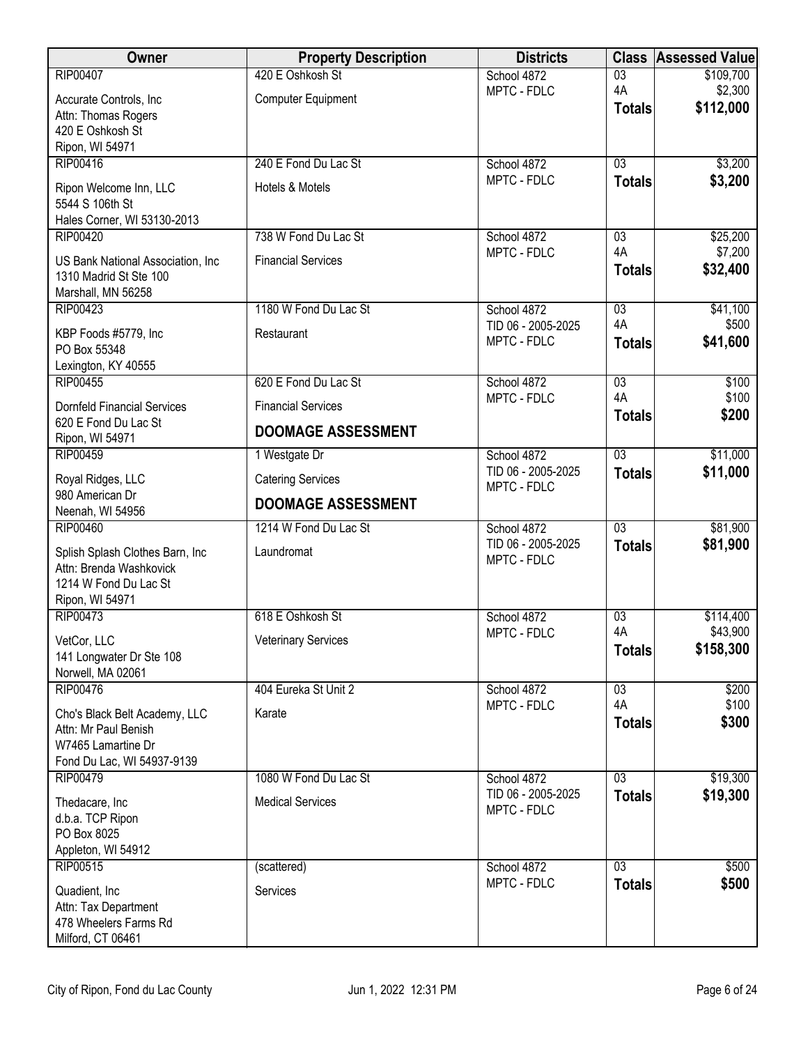| Owner | Property Description | Districts | Class | Assessed Value |
|---|---|---|---|---|
| RIP00407<br>Accurate Controls, Inc<br>Attn: Thomas Rogers<br>420 E Oshkosh St<br>Ripon, WI 54971 | 420 E Oshkosh St<br>Computer Equipment | School 4872<br>MPTC - FDLC | 03<br>4A<br>**Totals** | $109,700<br>$2,300<br>**$112,000** |
| RIP00416<br>Ripon Welcome Inn, LLC<br>5544 S 106th St<br>Hales Corner, WI 53130-2013 | 240 E Fond Du Lac St<br>Hotels & Motels | School 4872<br>MPTC - FDLC | 03<br>**Totals** | $3,200<br>**$3,200** |
| RIP00420<br>US Bank National Association, Inc<br>1310 Madrid St Ste 100<br>Marshall, MN 56258 | 738 W Fond Du Lac St<br>Financial Services | School 4872<br>MPTC - FDLC | 03<br>4A<br>**Totals** | $25,200<br>$7,200<br>**$32,400** |
| RIP00423<br>KBP Foods #5779, Inc<br>PO Box 55348<br>Lexington, KY 40555 | 1180 W Fond Du Lac St<br>Restaurant | School 4872<br>TID 06 - 2005-2025<br>MPTC - FDLC | 03<br>4A<br>**Totals** | $41,100<br>$500<br>**$41,600** |
| RIP00455<br>Dornfeld Financial Services<br>620 E Fond Du Lac St<br>Ripon, WI 54971 | 620 E Fond Du Lac St<br>Financial Services<br>**DOOMAGE ASSESSMENT** | School 4872<br>MPTC - FDLC | 03<br>4A<br>**Totals** | $100<br>$100<br>**$200** |
| RIP00459<br>Royal Ridges, LLC<br>980 American Dr<br>Neenah, WI 54956 | 1 Westgate Dr<br>Catering Services<br>**DOOMAGE ASSESSMENT** | School 4872<br>TID 06 - 2005-2025<br>MPTC - FDLC | 03<br>**Totals** | $11,000<br>**$11,000** |
| RIP00460<br>Splish Splash Clothes Barn, Inc<br>Attn: Brenda Washkovick<br>1214 W Fond Du Lac St<br>Ripon, WI 54971 | 1214 W Fond Du Lac St<br>Laundromat | School 4872<br>TID 06 - 2005-2025<br>MPTC - FDLC | 03<br>**Totals** | $81,900<br>**$81,900** |
| RIP00473<br>VetCor, LLC<br>141 Longwater Dr Ste 108<br>Norwell, MA 02061 | 618 E Oshkosh St<br>Veterinary Services | School 4872<br>MPTC - FDLC | 03<br>4A<br>**Totals** | $114,400<br>$43,900<br>**$158,300** |
| RIP00476<br>Cho's Black Belt Academy, LLC<br>Attn: Mr Paul Benish<br>W7465 Lamartine Dr<br>Fond Du Lac, WI 54937-9139 | 404 Eureka St Unit 2<br>Karate | School 4872<br>MPTC - FDLC | 03<br>4A<br>**Totals** | $200<br>$100<br>**$300** |
| RIP00479<br>Thedacare, Inc<br>d.b.a. TCP Ripon<br>PO Box 8025<br>Appleton, WI 54912 | 1080 W Fond Du Lac St<br>Medical Services | School 4872<br>TID 06 - 2005-2025<br>MPTC - FDLC | 03<br>**Totals** | $19,300<br>**$19,300** |
| RIP00515<br>Quadient, Inc<br>Attn: Tax Department<br>478 Wheelers Farms Rd<br>Milford, CT 06461 | (scattered)<br>Services | School 4872<br>MPTC - FDLC | 03<br>**Totals** | $500<br>**$500** |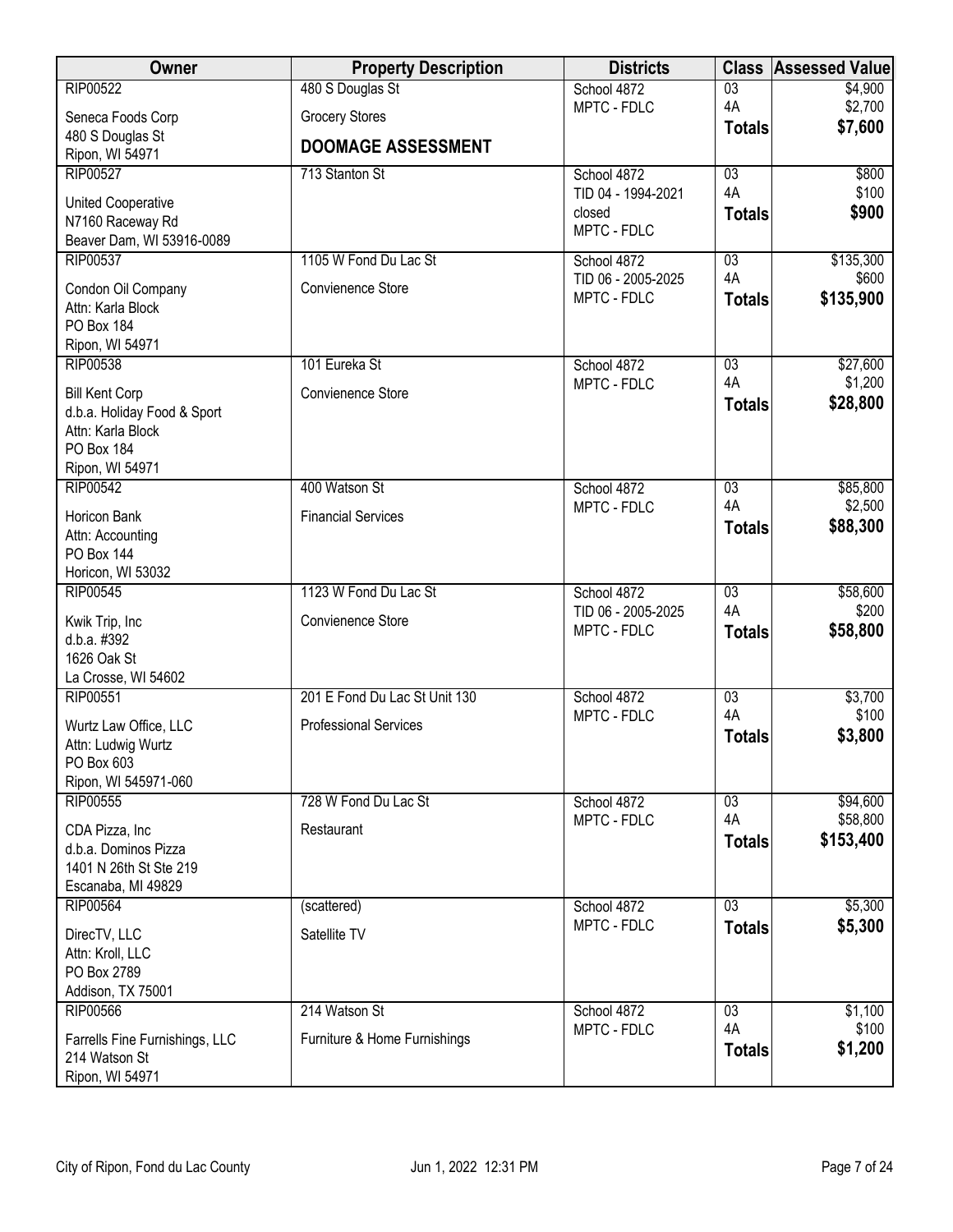| Owner | Property Description | Districts | Class | Assessed Value |
|---|---|---|---|---|
| RIP00522<br>Seneca Foods Corp<br>480 S Douglas St<br>Ripon, WI 54971 | 480 S Douglas St<br>Grocery Stores<br>**DOOMAGE ASSESSMENT** | School 4872<br>MPTC - FDLC | 03<br>4A<br>**Totals** | $4,900<br>$2,700<br>**$7,600** |
| RIP00527<br>United Cooperative<br>N7160 Raceway Rd<br>Beaver Dam, WI 53916-0089 | 713 Stanton St | School 4872<br>TID 04 - 1994-2021 closed<br>MPTC - FDLC | 03<br>4A<br>**Totals** | $800<br>$100<br>**$900** |
| RIP00537<br>Condon Oil Company<br>Attn: Karla Block<br>PO Box 184<br>Ripon, WI 54971 | 1105 W Fond Du Lac St<br>Convienence Store | School 4872<br>TID 06 - 2005-2025<br>MPTC - FDLC | 03<br>4A<br>**Totals** | $135,300<br>$600<br>**$135,900** |
| RIP00538<br>Bill Kent Corp<br>d.b.a. Holiday Food & Sport<br>Attn: Karla Block<br>PO Box 184<br>Ripon, WI 54971 | 101 Eureka St<br>Convienence Store | School 4872<br>MPTC - FDLC | 03<br>4A<br>**Totals** | $27,600<br>$1,200<br>**$28,800** |
| RIP00542<br>Horicon Bank<br>Attn: Accounting<br>PO Box 144<br>Horicon, WI 53032 | 400 Watson St<br>Financial Services | School 4872<br>MPTC - FDLC | 03<br>4A<br>**Totals** | $85,800<br>$2,500<br>**$88,300** |
| RIP00545<br>Kwik Trip, Inc<br>d.b.a. #392<br>1626 Oak St<br>La Crosse, WI 54602 | 1123 W Fond Du Lac St<br>Convienence Store | School 4872<br>TID 06 - 2005-2025<br>MPTC - FDLC | 03<br>4A<br>**Totals** | $58,600<br>$200<br>**$58,800** |
| RIP00551<br>Wurtz Law Office, LLC<br>Attn: Ludwig Wurtz<br>PO Box 603<br>Ripon, WI 545971-060 | 201 E Fond Du Lac St Unit 130<br>Professional Services | School 4872<br>MPTC - FDLC | 03<br>4A<br>**Totals** | $3,700<br>$100<br>**$3,800** |
| RIP00555<br>CDA Pizza, Inc<br>d.b.a. Dominos Pizza<br>1401 N 26th St Ste 219<br>Escanaba, MI 49829 | 728 W Fond Du Lac St<br>Restaurant | School 4872<br>MPTC - FDLC | 03<br>4A<br>**Totals** | $94,600<br>$58,800<br>**$153,400** |
| RIP00564<br>DirecTV, LLC<br>Attn: Kroll, LLC<br>PO Box 2789<br>Addison, TX 75001 | (scattered)<br>Satellite TV | School 4872<br>MPTC - FDLC | 03<br>**Totals** | $5,300<br>**$5,300** |
| RIP00566<br>Farrells Fine Furnishings, LLC<br>214 Watson St<br>Ripon, WI 54971 | 214 Watson St<br>Furniture & Home Furnishings | School 4872<br>MPTC - FDLC | 03<br>4A<br>**Totals** | $1,100<br>$100<br>**$1,200** |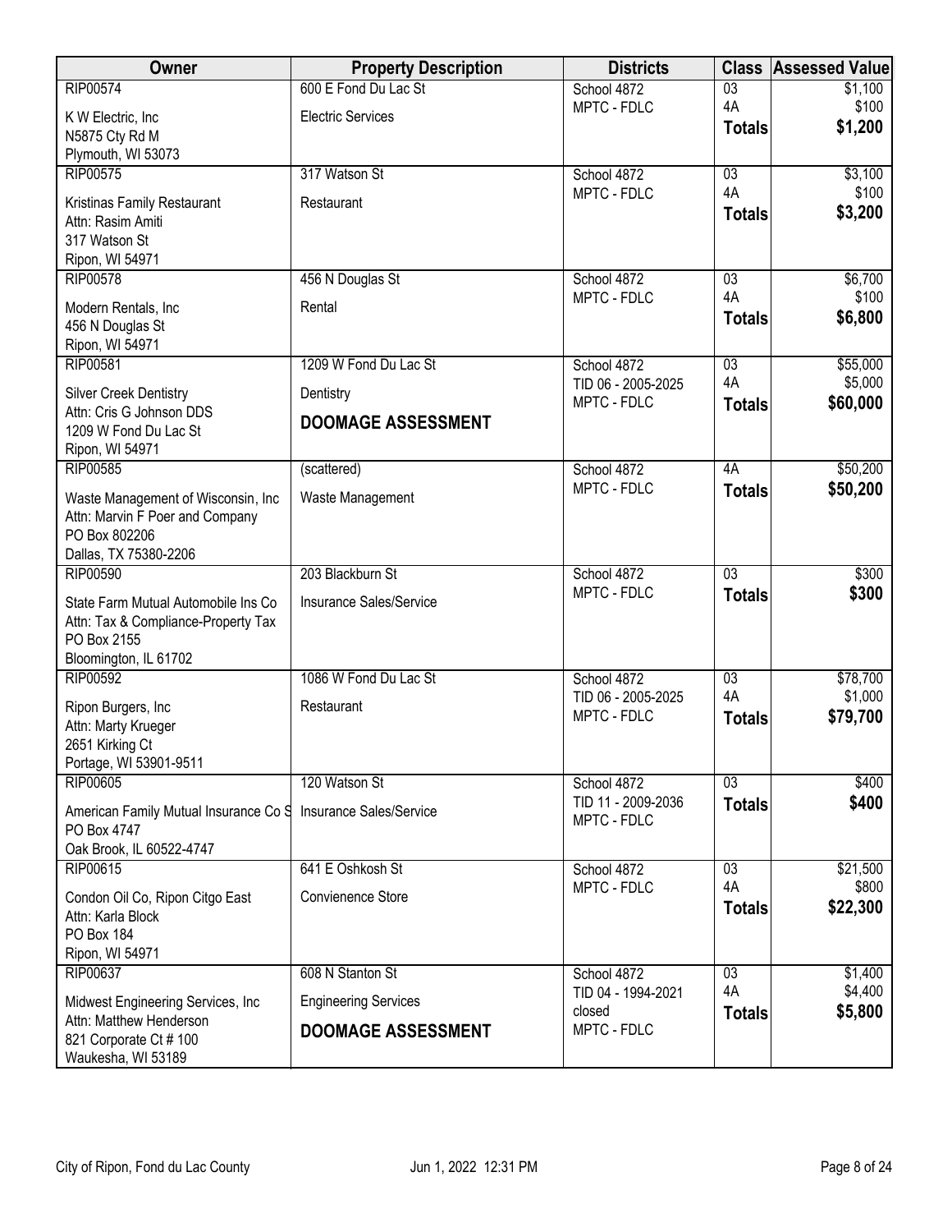| Owner | Property Description | Districts | Class | Assessed Value |
|---|---|---|---|---|
| RIP00574<br>K W Electric, Inc<br>N5875 Cty Rd M<br>Plymouth, WI 53073 | 600 E Fond Du Lac St<br>Electric Services | School 4872<br>MPTC - FDLC | 03<br>4A<br>**Totals** | $1,100<br>$100<br>**$1,200** |
| RIP00575<br>Kristinas Family Restaurant<br>Attn: Rasim Amiti<br>317 Watson St<br>Ripon, WI 54971 | 317 Watson St<br>Restaurant | School 4872<br>MPTC - FDLC | 03<br>4A<br>**Totals** | $3,100<br>$100<br>**$3,200** |
| RIP00578<br>Modern Rentals, Inc<br>456 N Douglas St<br>Ripon, WI 54971 | 456 N Douglas St<br>Rental | School 4872<br>MPTC - FDLC | 03<br>4A<br>**Totals** | $6,700<br>$100<br>**$6,800** |
| RIP00581<br>Silver Creek Dentistry<br>Attn: Cris G Johnson DDS<br>1209 W Fond Du Lac St<br>Ripon, WI 54971 | 1209 W Fond Du Lac St<br>Dentistry<br>**DOOMAGE ASSESSMENT** | School 4872<br>TID 06 - 2005-2025<br>MPTC - FDLC | 03<br>4A<br>**Totals** | $55,000<br>$5,000<br>**$60,000** |
| RIP00585<br>Waste Management of Wisconsin, Inc<br>Attn: Marvin F Poer and Company<br>PO Box 802206<br>Dallas, TX 75380-2206 | (scattered)<br>Waste Management | School 4872<br>MPTC - FDLC | 4A<br>**Totals** | $50,200<br>**$50,200** |
| RIP00590<br>State Farm Mutual Automobile Ins Co<br>Attn: Tax & Compliance-Property Tax<br>PO Box 2155<br>Bloomington, IL 61702 | 203 Blackburn St<br>Insurance Sales/Service | School 4872<br>MPTC - FDLC | 03<br>**Totals** | $300<br>**$300** |
| RIP00592<br>Ripon Burgers, Inc<br>Attn: Marty Krueger<br>2651 Kirking Ct<br>Portage, WI 53901-9511 | 1086 W Fond Du Lac St<br>Restaurant | School 4872<br>TID 06 - 2005-2025<br>MPTC - FDLC | 03<br>4A<br>**Totals** | $78,700<br>$1,000<br>**$79,700** |
| RIP00605<br>American Family Mutual Insurance Co S<br>PO Box 4747<br>Oak Brook, IL 60522-4747 | 120 Watson St<br>Insurance Sales/Service | School 4872<br>TID 11 - 2009-2036<br>MPTC - FDLC | 03<br>**Totals** | $400<br>**$400** |
| RIP00615<br>Condon Oil Co, Ripon Citgo East<br>Attn: Karla Block<br>PO Box 184<br>Ripon, WI 54971 | 641 E Oshkosh St<br>Convienence Store | School 4872<br>MPTC - FDLC | 03<br>4A<br>**Totals** | $21,500<br>$800<br>**$22,300** |
| RIP00637<br>Midwest Engineering Services, Inc<br>Attn: Matthew Henderson<br>821 Corporate Ct # 100<br>Waukesha, WI 53189 | 608 N Stanton St<br>Engineering Services<br>**DOOMAGE ASSESSMENT** | School 4872<br>TID 04 - 1994-2021 closed<br>MPTC - FDLC | 03<br>4A<br>**Totals** | $1,400<br>$4,400<br>**$5,800** |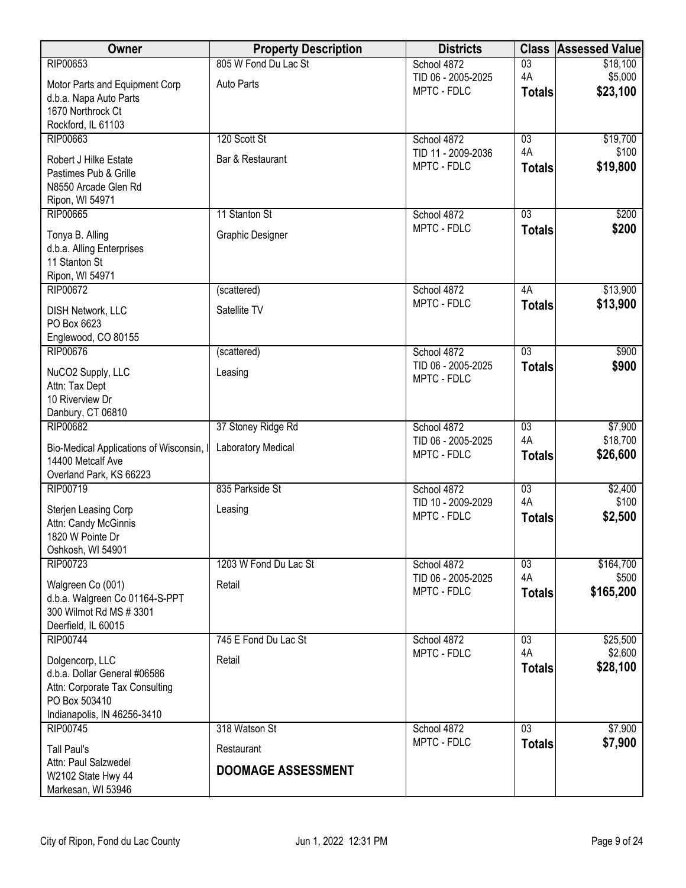| Owner | Property Description | Districts | Class | Assessed Value |
|---|---|---|---|---|
| RIP00653<br>Motor Parts and Equipment Corp<br>d.b.a. Napa Auto Parts<br>1670 Northrock Ct<br>Rockford, IL 61103 | 805 W Fond Du Lac St<br>Auto Parts | School 4872<br>TID 06 - 2005-2025<br>MPTC - FDLC | 03<br>4A<br>**Totals** | $18,100<br>$5,000<br>**$23,100** |
| RIP00663<br>Robert J Hilke Estate<br>Pastimes Pub & Grille<br>N8550 Arcade Glen Rd<br>Ripon, WI 54971 | 120 Scott St<br>Bar & Restaurant | School 4872<br>TID 11 - 2009-2036<br>MPTC - FDLC | 03<br>4A<br>**Totals** | $19,700<br>$100<br>**$19,800** |
| RIP00665<br>Tonya B. Alling<br>d.b.a. Alling Enterprises<br>11 Stanton St<br>Ripon, WI 54971 | 11 Stanton St<br>Graphic Designer | School 4872<br>MPTC - FDLC | 03<br>**Totals** | $200<br>**$200** |
| RIP00672<br>DISH Network, LLC<br>PO Box 6623<br>Englewood, CO 80155 | (scattered)<br>Satellite TV | School 4872<br>MPTC - FDLC | 4A<br>**Totals** | $13,900<br>**$13,900** |
| RIP00676<br>NuCO2 Supply, LLC<br>Attn: Tax Dept<br>10 Riverview Dr<br>Danbury, CT 06810 | (scattered)<br>Leasing | School 4872<br>TID 06 - 2005-2025<br>MPTC - FDLC | 03<br>**Totals** | $900<br>**$900** |
| RIP00682<br>Bio-Medical Applications of Wisconsin, I<br>14400 Metcalf Ave<br>Overland Park, KS 66223 | 37 Stoney Ridge Rd<br>Laboratory Medical | School 4872<br>TID 06 - 2005-2025<br>MPTC - FDLC | 03<br>4A<br>**Totals** | $7,900<br>$18,700<br>**$26,600** |
| RIP00719<br>Sterjen Leasing Corp<br>Attn: Candy McGinnis<br>1820 W Pointe Dr<br>Oshkosh, WI 54901 | 835 Parkside St<br>Leasing | School 4872<br>TID 10 - 2009-2029<br>MPTC - FDLC | 03<br>4A<br>**Totals** | $2,400<br>$100<br>**$2,500** |
| RIP00723<br>Walgreen Co (001)<br>d.b.a. Walgreen Co 01164-S-PPT<br>300 Wilmot Rd MS # 3301<br>Deerfield, IL 60015 | 1203 W Fond Du Lac St<br>Retail | School 4872<br>TID 06 - 2005-2025<br>MPTC - FDLC | 03<br>4A<br>**Totals** | $164,700<br>$500<br>**$165,200** |
| RIP00744<br>Dolgencorp, LLC<br>d.b.a. Dollar General #06586<br>Attn: Corporate Tax Consulting<br>PO Box 503410<br>Indianapolis, IN 46256-3410 | 745 E Fond Du Lac St<br>Retail | School 4872<br>MPTC - FDLC | 03<br>4A<br>**Totals** | $25,500<br>$2,600<br>**$28,100** |
| RIP00745<br>Tall Paul's<br>Attn: Paul Salzwedel<br>W2102 State Hwy 44<br>Markesan, WI 53946 | 318 Watson St<br>Restaurant<br>**DOOMAGE ASSESSMENT** | School 4872<br>MPTC - FDLC | 03<br>**Totals** | $7,900<br>**$7,900** |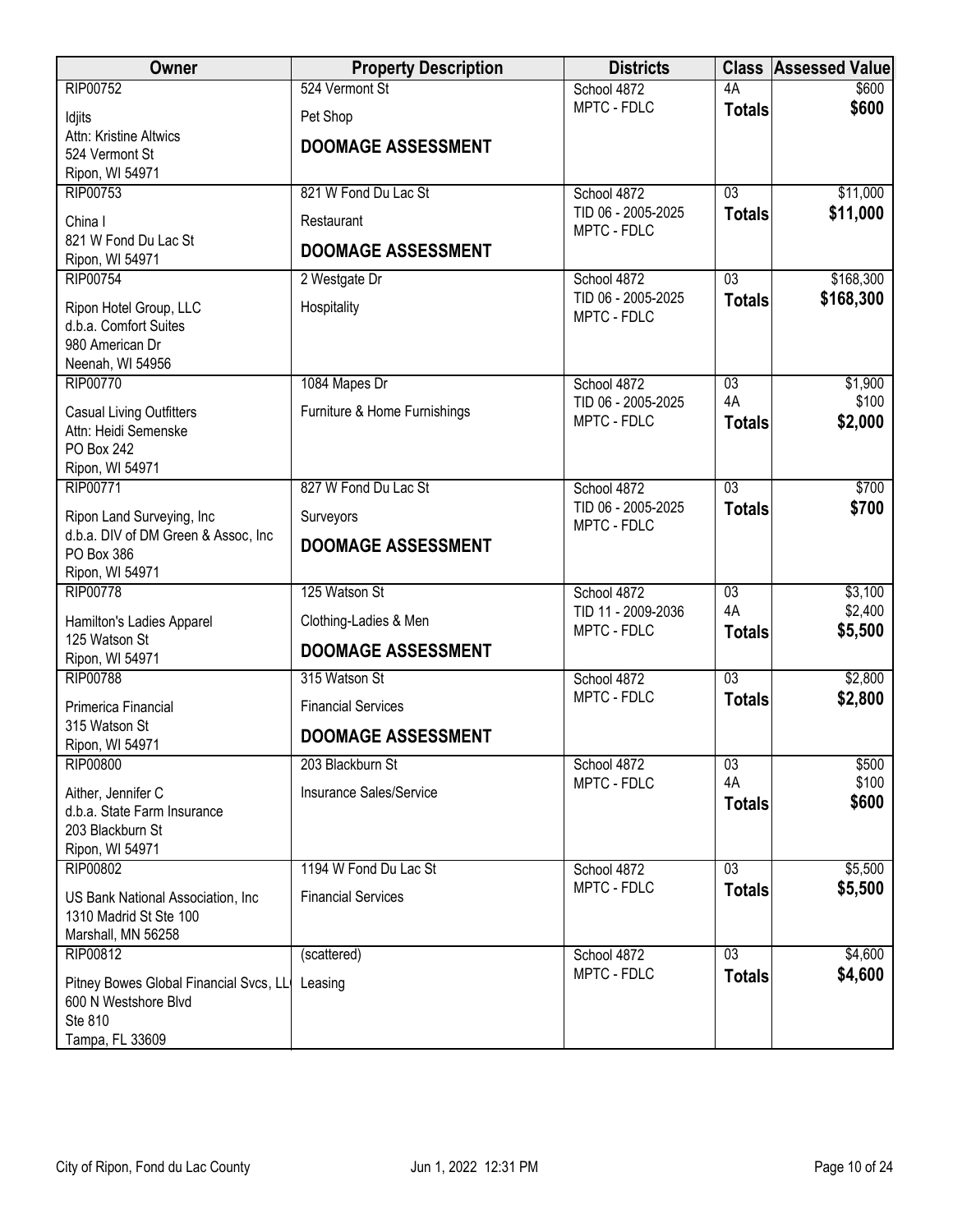| Owner | Property Description | Districts | Class | Assessed Value |
|---|---|---|---|---|
| RIP00752<br>Idjits<br>Attn: Kristine Altwics<br>524 Vermont St<br>Ripon, WI 54971 | 524 Vermont St<br>Pet Shop<br>**DOOMAGE ASSESSMENT** | School 4872<br>MPTC - FDLC | 4A<br>**Totals** | $600<br>**$600** |
| RIP00753<br>China I<br>821 W Fond Du Lac St<br>Ripon, WI 54971 | 821 W Fond Du Lac St<br>Restaurant<br>**DOOMAGE ASSESSMENT** | School 4872<br>TID 06 - 2005-2025<br>MPTC - FDLC | 03<br>**Totals** | $11,000<br>**$11,000** |
| RIP00754<br>Ripon Hotel Group, LLC<br>d.b.a. Comfort Suites<br>980 American Dr<br>Neenah, WI 54956 | 2 Westgate Dr<br>Hospitality | School 4872<br>TID 06 - 2005-2025<br>MPTC - FDLC | 03<br>**Totals** | $168,300<br>**$168,300** |
| RIP00770<br>Casual Living Outfitters<br>Attn: Heidi Semenske<br>PO Box 242<br>Ripon, WI 54971 | 1084 Mapes Dr<br>Furniture & Home Furnishings | School 4872<br>TID 06 - 2005-2025<br>MPTC - FDLC | 03<br>4A<br>**Totals** | $1,900<br>$100<br>**$2,000** |
| RIP00771<br>Ripon Land Surveying, Inc<br>d.b.a. DIV of DM Green & Assoc, Inc<br>PO Box 386<br>Ripon, WI 54971 | 827 W Fond Du Lac St<br>Surveyors<br>**DOOMAGE ASSESSMENT** | School 4872<br>TID 06 - 2005-2025<br>MPTC - FDLC | 03<br>**Totals** | $700<br>**$700** |
| RIP00778<br>Hamilton's Ladies Apparel<br>125 Watson St<br>Ripon, WI 54971 | 125 Watson St<br>Clothing-Ladies & Men<br>**DOOMAGE ASSESSMENT** | School 4872<br>TID 11 - 2009-2036<br>MPTC - FDLC | 03<br>4A<br>**Totals** | $3,100<br>$2,400<br>**$5,500** |
| RIP00788<br>Primerica Financial<br>315 Watson St<br>Ripon, WI 54971 | 315 Watson St<br>Financial Services<br>**DOOMAGE ASSESSMENT** | School 4872<br>MPTC - FDLC | 03<br>**Totals** | $2,800<br>**$2,800** |
| RIP00800<br>Aither, Jennifer C<br>d.b.a. State Farm Insurance<br>203 Blackburn St<br>Ripon, WI 54971 | 203 Blackburn St<br>Insurance Sales/Service | School 4872<br>MPTC - FDLC | 03<br>4A<br>**Totals** | $500<br>$100<br>**$600** |
| RIP00802<br>US Bank National Association, Inc<br>1310 Madrid St Ste 100<br>Marshall, MN 56258 | 1194 W Fond Du Lac St<br>Financial Services | School 4872<br>MPTC - FDLC | 03<br>**Totals** | $5,500<br>**$5,500** |
| RIP00812<br>Pitney Bowes Global Financial Svcs, LL<br>600 N Westshore Blvd<br>Ste 810<br>Tampa, FL 33609 | (scattered)<br>Leasing | School 4872<br>MPTC - FDLC | 03<br>**Totals** | $4,600<br>**$4,600** |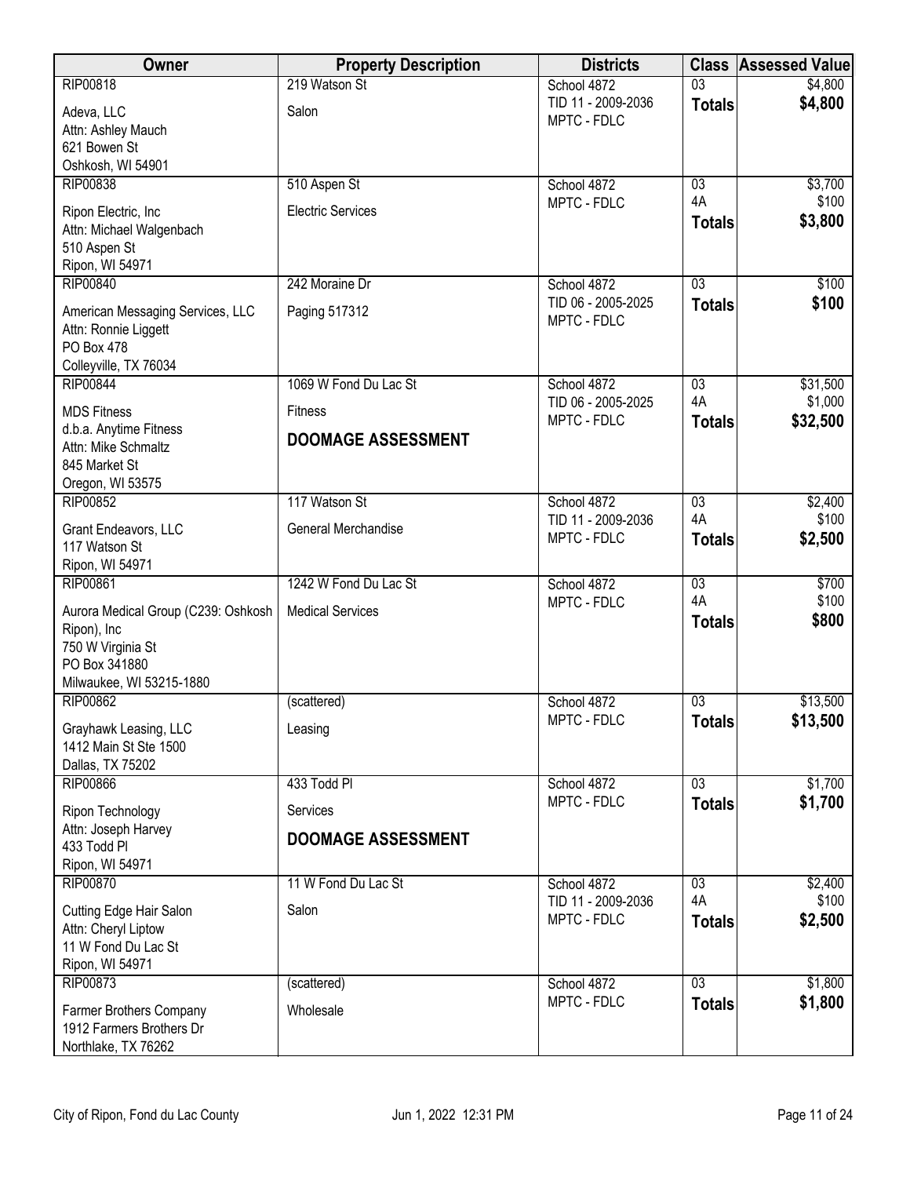| Owner | Property Description | Districts | Class | Assessed Value |
|---|---|---|---|---|
| RIP00818<br>Adeva, LLC<br>Attn: Ashley Mauch<br>621 Bowen St<br>Oshkosh, WI 54901 | 219 Watson St<br>Salon | School 4872<br>TID 11 - 2009-2036<br>MPTC - FDLC | 03<br>**Totals** | $4,800<br>**$4,800** |
| RIP00838<br>Ripon Electric, Inc<br>Attn: Michael Walgenbach<br>510 Aspen St<br>Ripon, WI 54971 | 510 Aspen St<br>Electric Services | School 4872<br>MPTC - FDLC | 03<br>4A<br>**Totals** | $3,700<br>$100<br>**$3,800** |
| RIP00840<br>American Messaging Services, LLC<br>Attn: Ronnie Liggett<br>PO Box 478<br>Colleyville, TX 76034 | 242 Moraine Dr<br>Paging 517312 | School 4872<br>TID 06 - 2005-2025<br>MPTC - FDLC | 03<br>**Totals** | $100<br>**$100** |
| RIP00844<br>MDS Fitness<br>d.b.a. Anytime Fitness<br>Attn: Mike Schmaltz<br>845 Market St<br>Oregon, WI 53575 | 1069 W Fond Du Lac St<br>Fitness<br>**DOOMAGE ASSESSMENT** | School 4872<br>TID 06 - 2005-2025<br>MPTC - FDLC | 03<br>4A<br>**Totals** | $31,500<br>$1,000<br>**$32,500** |
| RIP00852<br>Grant Endeavors, LLC<br>117 Watson St<br>Ripon, WI 54971 | 117 Watson St<br>General Merchandise | School 4872<br>TID 11 - 2009-2036<br>MPTC - FDLC | 03<br>4A<br>**Totals** | $2,400<br>$100<br>**$2,500** |
| RIP00861<br>Aurora Medical Group (C239: Oshkosh Ripon), Inc<br>750 W Virginia St<br>PO Box 341880<br>Milwaukee, WI 53215-1880 | 1242 W Fond Du Lac St<br>Medical Services | School 4872<br>MPTC - FDLC | 03<br>4A<br>**Totals** | $700<br>$100<br>**$800** |
| RIP00862<br>Grayhawk Leasing, LLC<br>1412 Main St Ste 1500<br>Dallas, TX 75202 | (scattered)<br>Leasing | School 4872<br>MPTC - FDLC | 03<br>**Totals** | $13,500<br>**$13,500** |
| RIP00866<br>Ripon Technology<br>Attn: Joseph Harvey<br>433 Todd Pl<br>Ripon, WI 54971 | 433 Todd Pl<br>Services<br>**DOOMAGE ASSESSMENT** | School 4872<br>MPTC - FDLC | 03<br>**Totals** | $1,700<br>**$1,700** |
| RIP00870<br>Cutting Edge Hair Salon<br>Attn: Cheryl Liptow<br>11 W Fond Du Lac St<br>Ripon, WI 54971 | 11 W Fond Du Lac St<br>Salon | School 4872<br>TID 11 - 2009-2036<br>MPTC - FDLC | 03<br>4A<br>**Totals** | $2,400<br>$100<br>**$2,500** |
| RIP00873<br>Farmer Brothers Company<br>1912 Farmers Brothers Dr<br>Northlake, TX 76262 | (scattered)<br>Wholesale | School 4872<br>MPTC - FDLC | 03<br>**Totals** | $1,800<br>**$1,800** |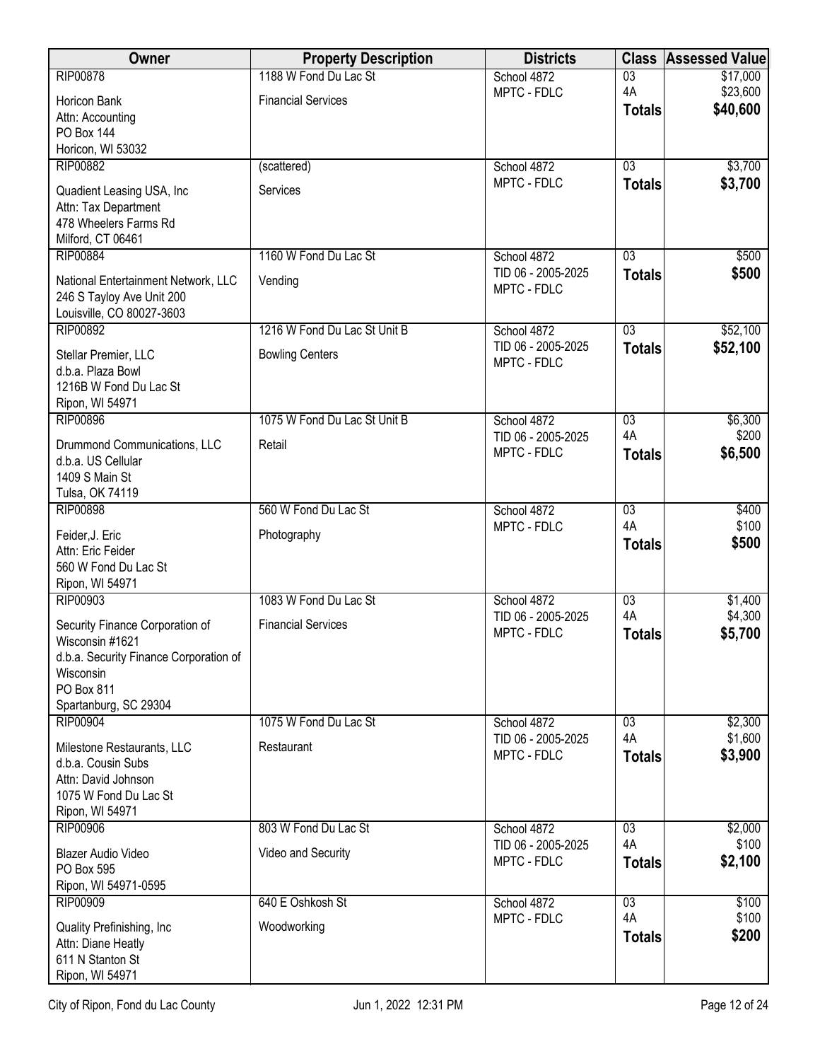| Owner | Property Description | Districts | Class | Assessed Value |
|---|---|---|---|---|
| RIP00878<br>Horicon Bank<br>Attn: Accounting<br>PO Box 144<br>Horicon, WI 53032 | 1188 W Fond Du Lac St<br>Financial Services | School 4872<br>MPTC - FDLC | 03<br>4A<br>**Totals** | $17,000<br>$23,600<br>**$40,600** |
| RIP00882<br>Quadient Leasing USA, Inc<br>Attn: Tax Department<br>478 Wheelers Farms Rd<br>Milford, CT 06461 | (scattered)<br>Services | School 4872<br>MPTC - FDLC | 03<br>**Totals** | $3,700<br>**$3,700** |
| RIP00884<br>National Entertainment Network, LLC<br>246 S Tayloy Ave Unit 200<br>Louisville, CO 80027-3603 | 1160 W Fond Du Lac St<br>Vending | School 4872<br>TID 06 - 2005-2025<br>MPTC - FDLC | 03<br>**Totals** | $500<br>**$500** |
| RIP00892<br>Stellar Premier, LLC<br>d.b.a. Plaza Bowl<br>1216B W Fond Du Lac St<br>Ripon, WI 54971 | 1216 W Fond Du Lac St Unit B<br>Bowling Centers | School 4872<br>TID 06 - 2005-2025<br>MPTC - FDLC | 03<br>**Totals** | $52,100<br>**$52,100** |
| RIP00896<br>Drummond Communications, LLC<br>d.b.a. US Cellular<br>1409 S Main St<br>Tulsa, OK 74119 | 1075 W Fond Du Lac St Unit B<br>Retail | School 4872<br>TID 06 - 2005-2025<br>MPTC - FDLC | 03<br>4A<br>**Totals** | $6,300<br>$200<br>**$6,500** |
| RIP00898<br>Feider,J. Eric<br>Attn: Eric Feider<br>560 W Fond Du Lac St<br>Ripon, WI 54971 | 560 W Fond Du Lac St<br>Photography | School 4872<br>MPTC - FDLC | 03<br>4A<br>**Totals** | $400<br>$100<br>**$500** |
| RIP00903<br>Security Finance Corporation of Wisconsin #1621<br>d.b.a. Security Finance Corporation of Wisconsin<br>PO Box 811<br>Spartanburg, SC 29304 | 1083 W Fond Du Lac St<br>Financial Services | School 4872<br>TID 06 - 2005-2025<br>MPTC - FDLC | 03<br>4A<br>**Totals** | $1,400<br>$4,300<br>**$5,700** |
| RIP00904<br>Milestone Restaurants, LLC<br>d.b.a. Cousin Subs<br>Attn: David Johnson<br>1075 W Fond Du Lac St<br>Ripon, WI 54971 | 1075 W Fond Du Lac St<br>Restaurant | School 4872<br>TID 06 - 2005-2025<br>MPTC - FDLC | 03<br>4A<br>**Totals** | $2,300<br>$1,600<br>**$3,900** |
| RIP00906<br>Blazer Audio Video<br>PO Box 595<br>Ripon, WI 54971-0595 | 803 W Fond Du Lac St<br>Video and Security | School 4872<br>TID 06 - 2005-2025<br>MPTC - FDLC | 03<br>4A<br>**Totals** | $2,000<br>$100<br>**$2,100** |
| RIP00909<br>Quality Prefinishing, Inc<br>Attn: Diane Heatly<br>611 N Stanton St<br>Ripon, WI 54971 | 640 E Oshkosh St<br>Woodworking | School 4872<br>MPTC - FDLC | 03<br>4A<br>**Totals** | $100<br>$100<br>**$200** |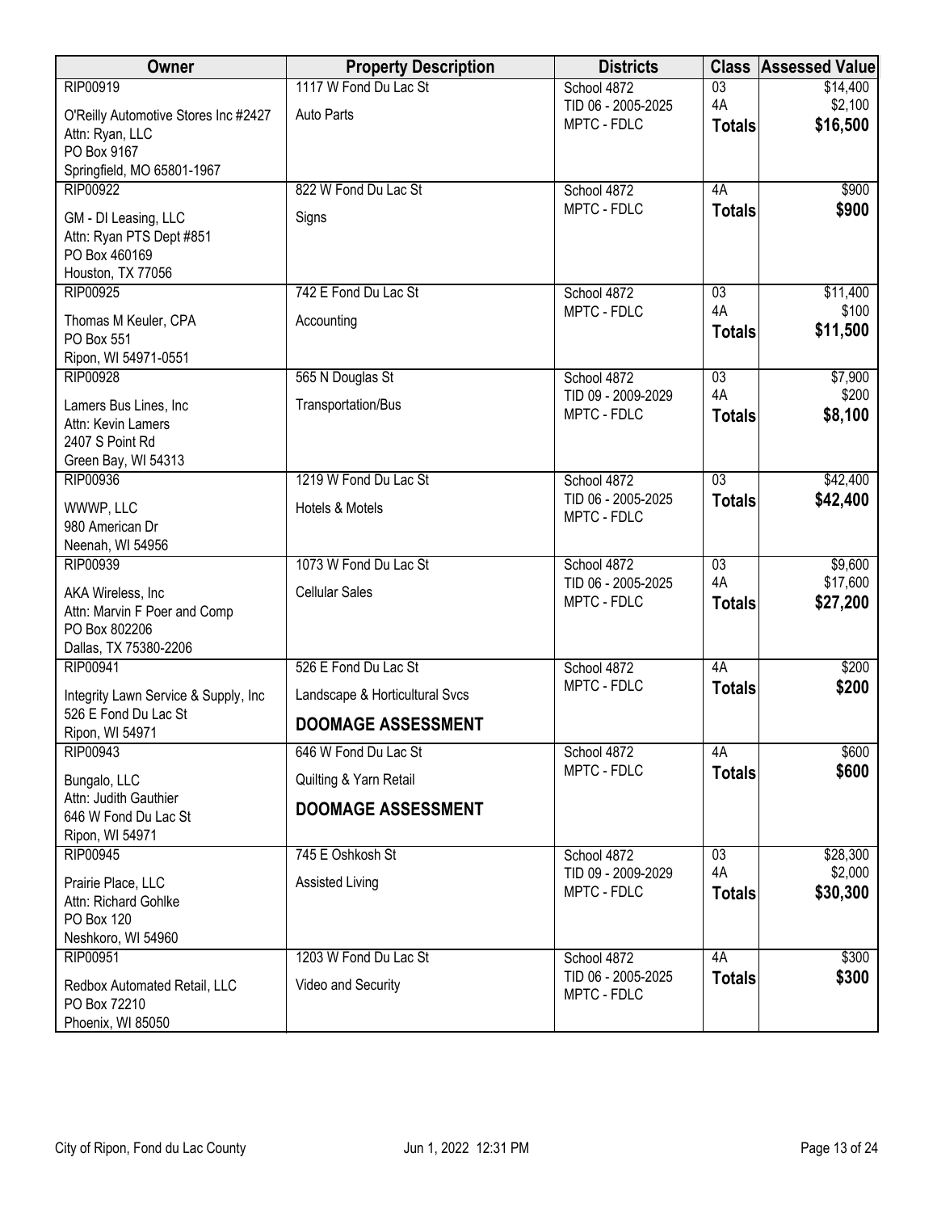| Owner | Property Description | Districts | Class | Assessed Value |
|---|---|---|---|---|
| RIP00919<br>O'Reilly Automotive Stores Inc #2427<br>Attn: Ryan, LLC<br>PO Box 9167<br>Springfield, MO 65801-1967 | 1117 W Fond Du Lac St<br>Auto Parts | School 4872<br>TID 06 - 2005-2025<br>MPTC - FDLC | 03<br>4A<br>**Totals** | $14,400<br>$2,100<br>**$16,500** |
| RIP00922<br>GM - DI Leasing, LLC<br>Attn: Ryan PTS Dept #851<br>PO Box 460169<br>Houston, TX 77056 | 822 W Fond Du Lac St<br>Signs | School 4872<br>MPTC - FDLC | 4A<br>**Totals** | $900<br>**$900** |
| RIP00925<br>Thomas M Keuler, CPA<br>PO Box 551<br>Ripon, WI 54971-0551 | 742 E Fond Du Lac St<br>Accounting | School 4872<br>MPTC - FDLC | 03<br>4A<br>**Totals** | $11,400<br>$100<br>**$11,500** |
| RIP00928<br>Lamers Bus Lines, Inc<br>Attn: Kevin Lamers<br>2407 S Point Rd<br>Green Bay, WI 54313 | 565 N Douglas St<br>Transportation/Bus | School 4872<br>TID 09 - 2009-2029<br>MPTC - FDLC | 03<br>4A<br>**Totals** | $7,900<br>$200<br>**$8,100** |
| RIP00936<br>WWWP, LLC<br>980 American Dr<br>Neenah, WI 54956 | 1219 W Fond Du Lac St<br>Hotels & Motels | School 4872<br>TID 06 - 2005-2025<br>MPTC - FDLC | 03<br>**Totals** | $42,400<br>**$42,400** |
| RIP00939<br>AKA Wireless, Inc<br>Attn: Marvin F Poer and Comp<br>PO Box 802206<br>Dallas, TX 75380-2206 | 1073 W Fond Du Lac St<br>Cellular Sales | School 4872<br>TID 06 - 2005-2025<br>MPTC - FDLC | 03<br>4A<br>**Totals** | $9,600<br>$17,600<br>**$27,200** |
| RIP00941<br>Integrity Lawn Service & Supply, Inc<br>526 E Fond Du Lac St<br>Ripon, WI 54971 | 526 E Fond Du Lac St<br>Landscape & Horticultural Svcs<br>**DOOMAGE ASSESSMENT** | School 4872<br>MPTC - FDLC | 4A<br>**Totals** | $200<br>**$200** |
| RIP00943<br>Bungalo, LLC<br>Attn: Judith Gauthier<br>646 W Fond Du Lac St<br>Ripon, WI 54971 | 646 W Fond Du Lac St<br>Quilting & Yarn Retail<br>**DOOMAGE ASSESSMENT** | School 4872<br>MPTC - FDLC | 4A<br>**Totals** | $600<br>**$600** |
| RIP00945<br>Prairie Place, LLC<br>Attn: Richard Gohlke<br>PO Box 120<br>Neshkoro, WI 54960 | 745 E Oshkosh St<br>Assisted Living | School 4872<br>TID 09 - 2009-2029<br>MPTC - FDLC | 03<br>4A<br>**Totals** | $28,300<br>$2,000<br>**$30,300** |
| RIP00951<br>Redbox Automated Retail, LLC<br>PO Box 72210<br>Phoenix, WI 85050 | 1203 W Fond Du Lac St<br>Video and Security | School 4872<br>TID 06 - 2005-2025<br>MPTC - FDLC | 4A<br>**Totals** | $300<br>**$300** |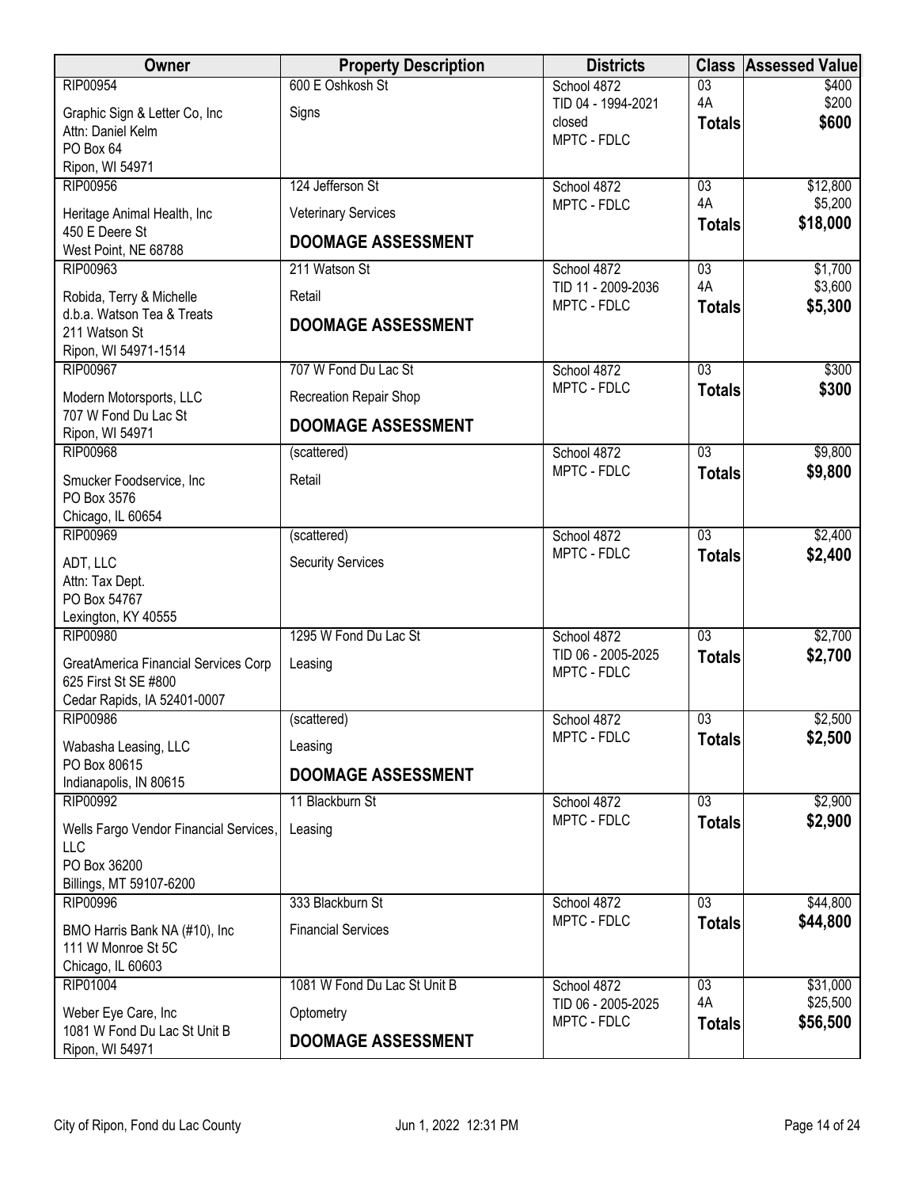| Owner | Property Description | Districts | Class | Assessed Value |
|---|---|---|---|---|
| RIP00954<br>Graphic Sign & Letter Co, Inc<br>Attn: Daniel Kelm<br>PO Box 64<br>Ripon, WI 54971 | 600 E Oshkosh St<br>Signs | School 4872<br>TID 04 - 1994-2021 closed<br>MPTC - FDLC | 03<br>4A<br>**Totals** | $400<br>$200<br>**$600** |
| RIP00956<br>Heritage Animal Health, Inc<br>450 E Deere St<br>West Point, NE 68788 | 124 Jefferson St<br>Veterinary Services<br>**DOOMAGE ASSESSMENT** | School 4872<br>MPTC - FDLC | 03<br>4A<br>**Totals** | $12,800<br>$5,200<br>**$18,000** |
| RIP00963<br>Robida, Terry & Michelle<br>d.b.a. Watson Tea & Treats<br>211 Watson St<br>Ripon, WI 54971-1514 | 211 Watson St<br>Retail<br>**DOOMAGE ASSESSMENT** | School 4872<br>TID 11 - 2009-2036<br>MPTC - FDLC | 03<br>4A<br>**Totals** | $1,700<br>$3,600<br>**$5,300** |
| RIP00967<br>Modern Motorsports, LLC<br>707 W Fond Du Lac St<br>Ripon, WI 54971 | 707 W Fond Du Lac St<br>Recreation Repair Shop<br>**DOOMAGE ASSESSMENT** | School 4872<br>MPTC - FDLC | 03<br>**Totals** | $300<br>**$300** |
| RIP00968<br>Smucker Foodservice, Inc<br>PO Box 3576<br>Chicago, IL 60654 | (scattered)<br>Retail | School 4872<br>MPTC - FDLC | 03<br>**Totals** | $9,800<br>**$9,800** |
| RIP00969<br>ADT, LLC<br>Attn: Tax Dept.<br>PO Box 54767<br>Lexington, KY 40555 | (scattered)<br>Security Services | School 4872<br>MPTC - FDLC | 03<br>**Totals** | $2,400<br>**$2,400** |
| RIP00980<br>GreatAmerica Financial Services Corp<br>625 First St SE #800<br>Cedar Rapids, IA 52401-0007 | 1295 W Fond Du Lac St<br>Leasing | School 4872<br>TID 06 - 2005-2025<br>MPTC - FDLC | 03<br>**Totals** | $2,700<br>**$2,700** |
| RIP00986<br>Wabasha Leasing, LLC<br>PO Box 80615<br>Indianapolis, IN 80615 | (scattered)<br>Leasing<br>**DOOMAGE ASSESSMENT** | School 4872<br>MPTC - FDLC | 03<br>**Totals** | $2,500<br>**$2,500** |
| RIP00992<br>Wells Fargo Vendor Financial Services, LLC<br>PO Box 36200<br>Billings, MT 59107-6200 | 11 Blackburn St<br>Leasing | School 4872<br>MPTC - FDLC | 03<br>**Totals** | $2,900<br>**$2,900** |
| RIP00996<br>BMO Harris Bank NA (#10), Inc<br>111 W Monroe St 5C<br>Chicago, IL 60603 | 333 Blackburn St<br>Financial Services | School 4872<br>MPTC - FDLC | 03<br>**Totals** | $44,800<br>**$44,800** |
| RIP01004<br>Weber Eye Care, Inc<br>1081 W Fond Du Lac St Unit B<br>Ripon, WI 54971 | 1081 W Fond Du Lac St Unit B<br>Optometry<br>**DOOMAGE ASSESSMENT** | School 4872<br>TID 06 - 2005-2025<br>MPTC - FDLC | 03<br>4A<br>**Totals** | $31,000<br>$25,500<br>**$56,500** |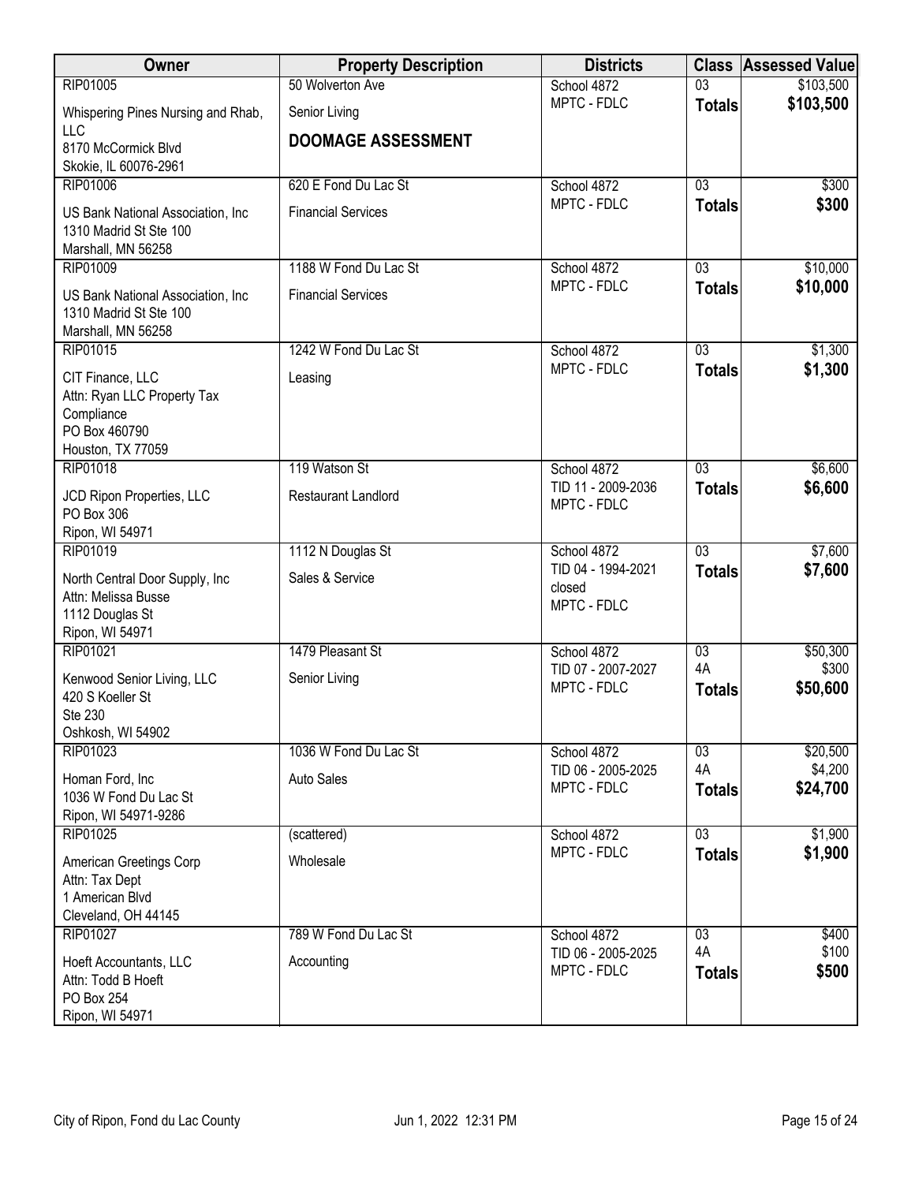| Owner | Property Description | Districts | Class | Assessed Value |
|---|---|---|---|---|
| RIP01005<br>Whispering Pines Nursing and Rhab, LLC<br>8170 McCormick Blvd<br>Skokie, IL 60076-2961 | 50 Wolverton Ave<br>Senior Living<br>**DOOMAGE ASSESSMENT** | School 4872<br>MPTC - FDLC | 03<br>**Totals** | $103,500<br>**$103,500** |
| RIP01006<br>US Bank National Association, Inc<br>1310 Madrid St Ste 100<br>Marshall, MN 56258 | 620 E Fond Du Lac St<br>Financial Services | School 4872<br>MPTC - FDLC | 03<br>**Totals** | $300<br>**$300** |
| RIP01009<br>US Bank National Association, Inc<br>1310 Madrid St Ste 100<br>Marshall, MN 56258 | 1188 W Fond Du Lac St<br>Financial Services | School 4872<br>MPTC - FDLC | 03<br>**Totals** | $10,000<br>**$10,000** |
| RIP01015<br>CIT Finance, LLC<br>Attn: Ryan LLC Property Tax Compliance<br>PO Box 460790<br>Houston, TX 77059 | 1242 W Fond Du Lac St<br>Leasing | School 4872<br>MPTC - FDLC | 03<br>**Totals** | $1,300<br>**$1,300** |
| RIP01018<br>JCD Ripon Properties, LLC<br>PO Box 306<br>Ripon, WI 54971 | 119 Watson St<br>Restaurant Landlord | School 4872<br>TID 11 - 2009-2036<br>MPTC - FDLC | 03<br>**Totals** | $6,600<br>**$6,600** |
| RIP01019<br>North Central Door Supply, Inc<br>Attn: Melissa Busse<br>1112 Douglas St<br>Ripon, WI 54971 | 1112 N Douglas St<br>Sales & Service | School 4872<br>TID 04 - 1994-2021 closed<br>MPTC - FDLC | 03<br>**Totals** | $7,600<br>**$7,600** |
| RIP01021<br>Kenwood Senior Living, LLC<br>420 S Koeller St<br>Ste 230<br>Oshkosh, WI 54902 | 1479 Pleasant St<br>Senior Living | School 4872<br>TID 07 - 2007-2027<br>MPTC - FDLC | 03<br>4A<br>**Totals** | $50,300<br>$300<br>**$50,600** |
| RIP01023<br>Homan Ford, Inc<br>1036 W Fond Du Lac St<br>Ripon, WI 54971-9286 | 1036 W Fond Du Lac St<br>Auto Sales | School 4872<br>TID 06 - 2005-2025<br>MPTC - FDLC | 03<br>4A<br>**Totals** | $20,500<br>$4,200<br>**$24,700** |
| RIP01025<br>American Greetings Corp<br>Attn: Tax Dept<br>1 American Blvd<br>Cleveland, OH 44145 | (scattered)<br>Wholesale | School 4872<br>MPTC - FDLC | 03<br>**Totals** | $1,900<br>**$1,900** |
| RIP01027<br>Hoeft Accountants, LLC<br>Attn: Todd B Hoeft<br>PO Box 254<br>Ripon, WI 54971 | 789 W Fond Du Lac St<br>Accounting | School 4872<br>TID 06 - 2005-2025<br>MPTC - FDLC | 03<br>4A<br>**Totals** | $400<br>$100<br>**$500** |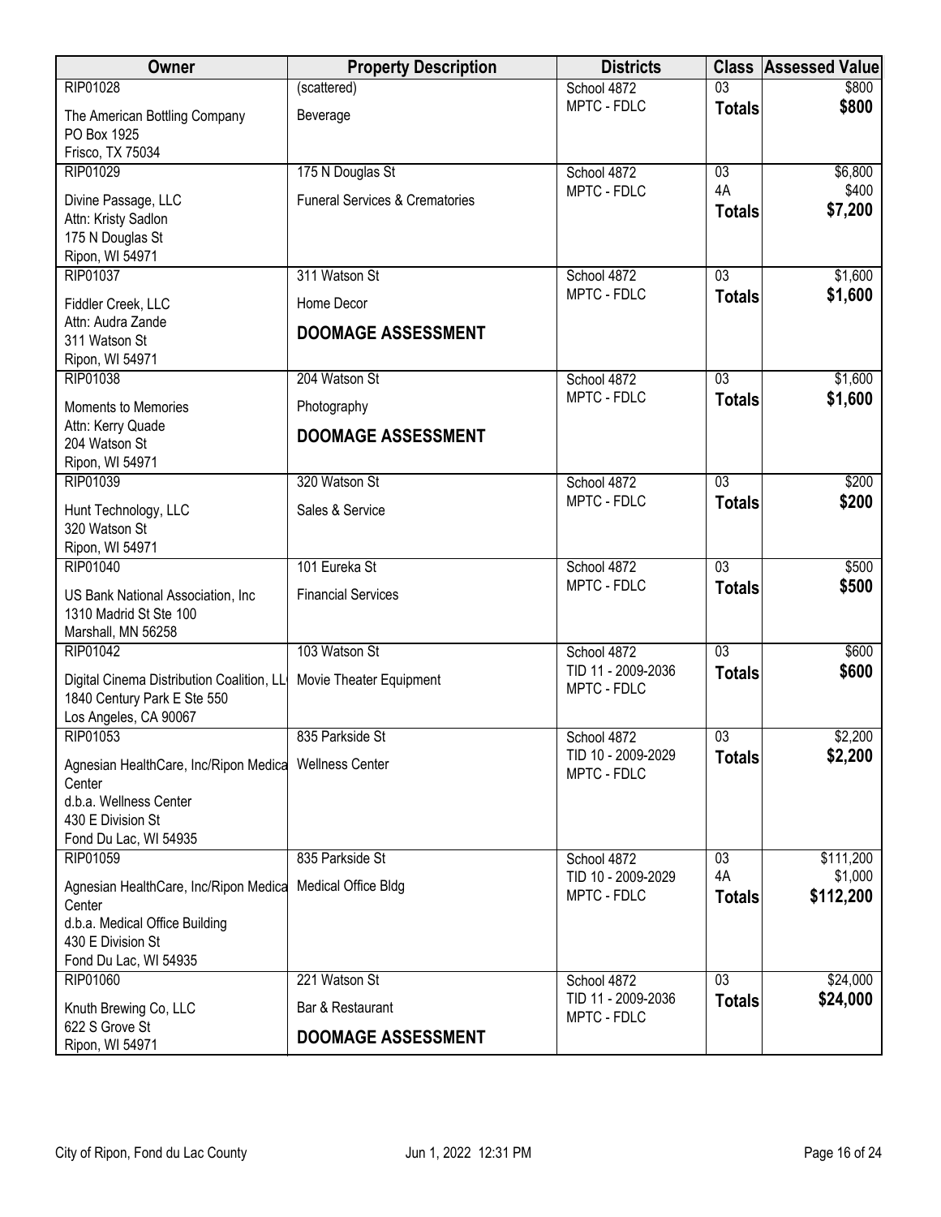| Owner | Property Description | Districts | Class | Assessed Value |
|---|---|---|---|---|
| RIP01028<br>The American Bottling Company<br>PO Box 1925<br>Frisco, TX 75034 | (scattered)<br>Beverage | School 4872<br>MPTC - FDLC | 03<br>**Totals** | $800<br>**$800** |
| RIP01029<br>Divine Passage, LLC<br>Attn: Kristy Sadlon<br>175 N Douglas St<br>Ripon, WI 54971 | 175 N Douglas St<br>Funeral Services & Crematories | School 4872<br>MPTC - FDLC | 03<br>4A<br>**Totals** | $6,800<br>$400<br>**$7,200** |
| RIP01037<br>Fiddler Creek, LLC<br>Attn: Audra Zande<br>311 Watson St<br>Ripon, WI 54971 | 311 Watson St<br>Home Decor<br>**DOOMAGE ASSESSMENT** | School 4872<br>MPTC - FDLC | 03<br>**Totals** | $1,600<br>**$1,600** |
| RIP01038<br>Moments to Memories<br>Attn: Kerry Quade<br>204 Watson St<br>Ripon, WI 54971 | 204 Watson St<br>Photography<br>**DOOMAGE ASSESSMENT** | School 4872<br>MPTC - FDLC | 03<br>**Totals** | $1,600<br>**$1,600** |
| RIP01039<br>Hunt Technology, LLC<br>320 Watson St<br>Ripon, WI 54971 | 320 Watson St<br>Sales & Service | School 4872<br>MPTC - FDLC | 03<br>**Totals** | $200<br>**$200** |
| RIP01040<br>US Bank National Association, Inc<br>1310 Madrid St Ste 100<br>Marshall, MN 56258 | 101 Eureka St<br>Financial Services | School 4872<br>MPTC - FDLC | 03<br>**Totals** | $500<br>**$500** |
| RIP01042<br>Digital Cinema Distribution Coalition, LL<br>1840 Century Park E Ste 550<br>Los Angeles, CA 90067 | 103 Watson St<br>Movie Theater Equipment | School 4872<br>TID 11 - 2009-2036<br>MPTC - FDLC | 03<br>**Totals** | $600<br>**$600** |
| RIP01053<br>Agnesian HealthCare, Inc/Ripon Medica Center<br>d.b.a. Wellness Center<br>430 E Division St<br>Fond Du Lac, WI 54935 | 835 Parkside St<br>Wellness Center | School 4872<br>TID 10 - 2009-2029<br>MPTC - FDLC | 03<br>**Totals** | $2,200<br>**$2,200** |
| RIP01059<br>Agnesian HealthCare, Inc/Ripon Medica Center<br>d.b.a. Medical Office Building<br>430 E Division St<br>Fond Du Lac, WI 54935 | 835 Parkside St<br>Medical Office Bldg | School 4872<br>TID 10 - 2009-2029<br>MPTC - FDLC | 03<br>4A<br>**Totals** | $111,200<br>$1,000<br>**$112,200** |
| RIP01060<br>Knuth Brewing Co, LLC<br>622 S Grove St<br>Ripon, WI 54971 | 221 Watson St<br>Bar & Restaurant<br>**DOOMAGE ASSESSMENT** | School 4872<br>TID 11 - 2009-2036<br>MPTC - FDLC | 03<br>**Totals** | $24,000<br>**$24,000** |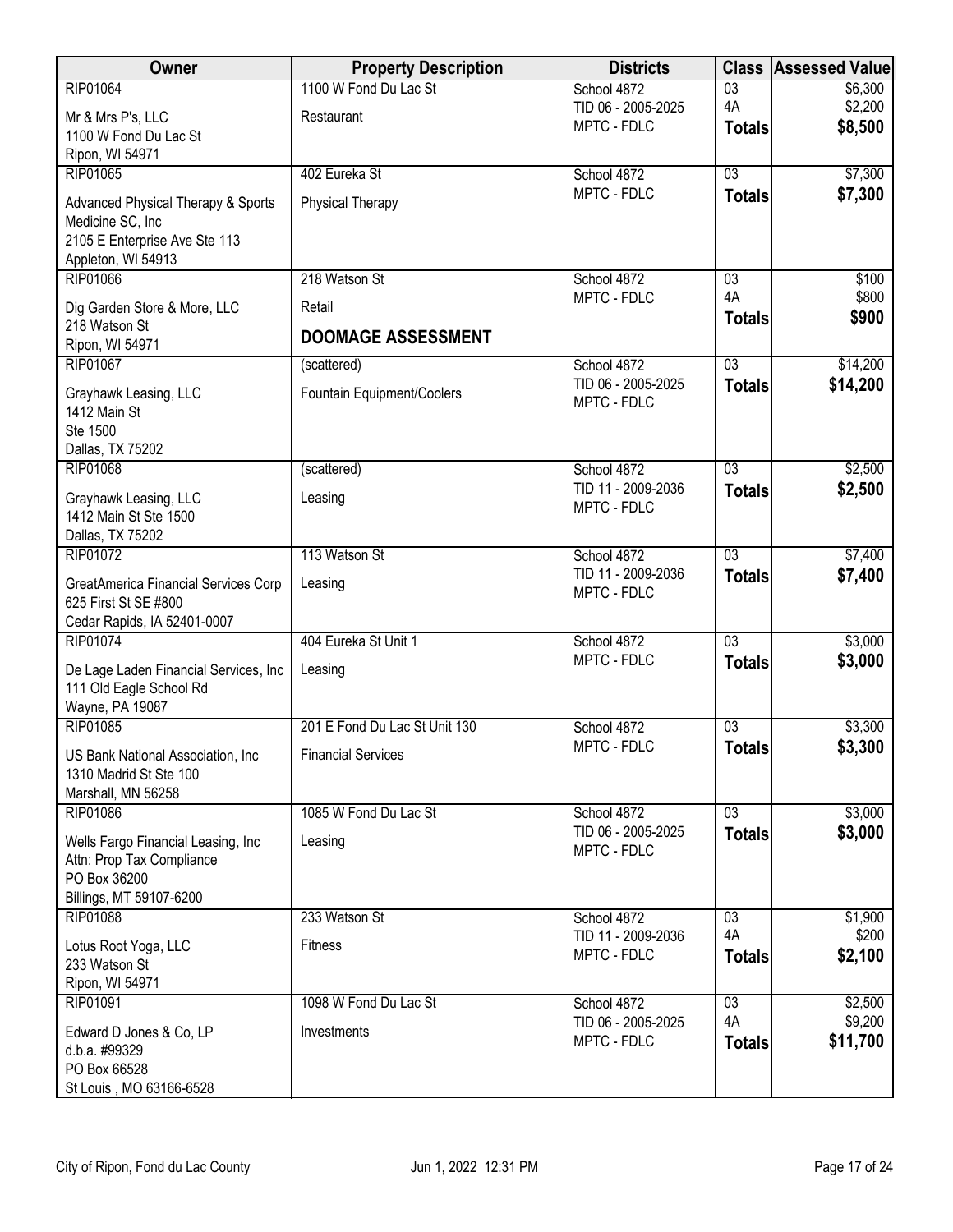| Owner | Property Description | Districts | Class | Assessed Value |
|---|---|---|---|---|
| RIP01064<br>Mr & Mrs P's, LLC<br>1100 W Fond Du Lac St<br>Ripon, WI 54971 | 1100 W Fond Du Lac St<br>Restaurant | School 4872<br>TID 06 - 2005-2025<br>MPTC - FDLC | 03<br>4A<br>**Totals** | $6,300<br>$2,200<br>**$8,500** |
| RIP01065<br>Advanced Physical Therapy & Sports Medicine SC, Inc<br>2105 E Enterprise Ave Ste 113<br>Appleton, WI 54913 | 402 Eureka St<br>Physical Therapy | School 4872<br>MPTC - FDLC | 03<br>**Totals** | $7,300<br>**$7,300** |
| RIP01066<br>Dig Garden Store & More, LLC<br>218 Watson St<br>Ripon, WI 54971 | 218 Watson St<br>Retail<br>**DOOMAGE ASSESSMENT** | School 4872<br>MPTC - FDLC | 03<br>4A<br>**Totals** | $100<br>$800<br>**$900** |
| RIP01067<br>Grayhawk Leasing, LLC<br>1412 Main St<br>Ste 1500<br>Dallas, TX 75202 | (scattered)<br>Fountain Equipment/Coolers | School 4872<br>TID 06 - 2005-2025<br>MPTC - FDLC | 03<br>**Totals** | $14,200<br>**$14,200** |
| RIP01068<br>Grayhawk Leasing, LLC<br>1412 Main St Ste 1500<br>Dallas, TX 75202 | (scattered)<br>Leasing | School 4872<br>TID 11 - 2009-2036<br>MPTC - FDLC | 03<br>**Totals** | $2,500<br>**$2,500** |
| RIP01072<br>GreatAmerica Financial Services Corp<br>625 First St SE #800<br>Cedar Rapids, IA 52401-0007 | 113 Watson St<br>Leasing | School 4872<br>TID 11 - 2009-2036<br>MPTC - FDLC | 03<br>**Totals** | $7,400<br>**$7,400** |
| RIP01074<br>De Lage Laden Financial Services, Inc<br>111 Old Eagle School Rd<br>Wayne, PA 19087 | 404 Eureka St Unit 1<br>Leasing | School 4872<br>MPTC - FDLC | 03<br>**Totals** | $3,000<br>**$3,000** |
| RIP01085<br>US Bank National Association, Inc<br>1310 Madrid St Ste 100<br>Marshall, MN 56258 | 201 E Fond Du Lac St Unit 130<br>Financial Services | School 4872<br>MPTC - FDLC | 03<br>**Totals** | $3,300<br>**$3,300** |
| RIP01086<br>Wells Fargo Financial Leasing, Inc<br>Attn: Prop Tax Compliance<br>PO Box 36200<br>Billings, MT 59107-6200 | 1085 W Fond Du Lac St<br>Leasing | School 4872<br>TID 06 - 2005-2025<br>MPTC - FDLC | 03<br>**Totals** | $3,000<br>**$3,000** |
| RIP01088<br>Lotus Root Yoga, LLC<br>233 Watson St<br>Ripon, WI 54971 | 233 Watson St<br>Fitness | School 4872<br>TID 11 - 2009-2036<br>MPTC - FDLC | 03<br>4A<br>**Totals** | $1,900<br>$200<br>**$2,100** |
| RIP01091<br>Edward D Jones & Co, LP<br>d.b.a. #99329<br>PO Box 66528<br>St Louis , MO 63166-6528 | 1098 W Fond Du Lac St<br>Investments | School 4872<br>TID 06 - 2005-2025<br>MPTC - FDLC | 03<br>4A<br>**Totals** | $2,500<br>$9,200<br>**$11,700** |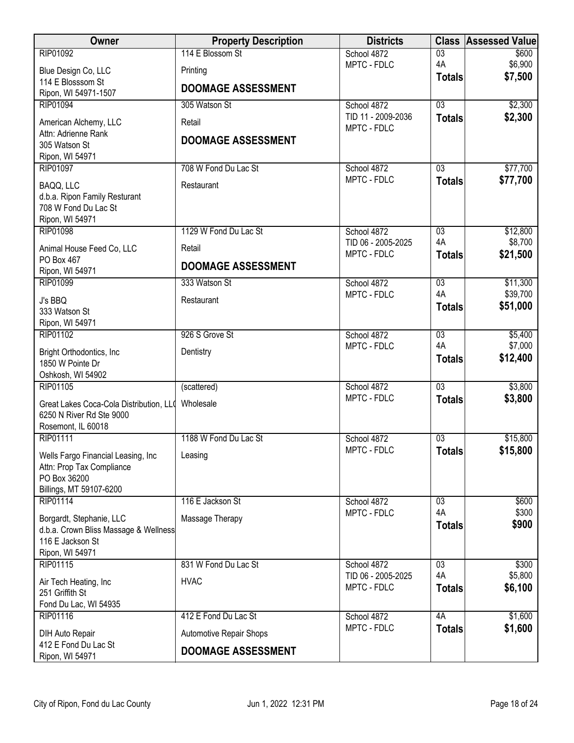| Owner | Property Description | Districts | Class | Assessed Value |
|---|---|---|---|---|
| RIP01092<br>Blue Design Co, LLC<br>114 E Blosssom St<br>Ripon, WI 54971-1507 | 114 E Blossom St<br>Printing<br>**DOOMAGE ASSESSMENT** | School 4872<br>MPTC - FDLC | 03<br>4A<br>**Totals** | \$600<br>\$6,900<br>**\$7,500** |
| RIP01094<br>American Alchemy, LLC<br>Attn: Adrienne Rank<br>305 Watson St<br>Ripon, WI 54971 | 305 Watson St<br>Retail<br>**DOOMAGE ASSESSMENT** | School 4872<br>TID 11 - 2009-2036<br>MPTC - FDLC | 03<br>**Totals** | \$2,300<br>**\$2,300** |
| RIP01097<br>BAQQ, LLC<br>d.b.a. Ripon Family Resturant<br>708 W Fond Du Lac St<br>Ripon, WI 54971 | 708 W Fond Du Lac St<br>Restaurant | School 4872<br>MPTC - FDLC | 03<br>**Totals** | \$77,700<br>**\$77,700** |
| RIP01098<br>Animal House Feed Co, LLC<br>PO Box 467<br>Ripon, WI 54971 | 1129 W Fond Du Lac St<br>Retail<br>**DOOMAGE ASSESSMENT** | School 4872<br>TID 06 - 2005-2025<br>MPTC - FDLC | 03<br>4A<br>**Totals** | \$12,800<br>\$8,700<br>**\$21,500** |
| RIP01099<br>J's BBQ<br>333 Watson St<br>Ripon, WI 54971 | 333 Watson St<br>Restaurant | School 4872<br>MPTC - FDLC | 03<br>4A<br>**Totals** | \$11,300<br>\$39,700<br>**\$51,000** |
| RIP01102<br>Bright Orthodontics, Inc<br>1850 W Pointe Dr<br>Oshkosh, WI 54902 | 926 S Grove St<br>Dentistry | School 4872<br>MPTC - FDLC | 03<br>4A<br>**Totals** | \$5,400<br>\$7,000<br>**\$12,400** |
| RIP01105<br>Great Lakes Coca-Cola Distribution, LLC<br>6250 N River Rd Ste 9000<br>Rosemont, IL 60018 | (scattered)<br>Wholesale | School 4872<br>MPTC - FDLC | 03<br>**Totals** | \$3,800<br>**\$3,800** |
| RIP01111<br>Wells Fargo Financial Leasing, Inc<br>Attn: Prop Tax Compliance<br>PO Box 36200<br>Billings, MT 59107-6200 | 1188 W Fond Du Lac St<br>Leasing | School 4872<br>MPTC - FDLC | 03<br>**Totals** | \$15,800<br>**\$15,800** |
| RIP01114<br>Borgardt, Stephanie, LLC<br>d.b.a. Crown Bliss Massage & Wellness<br>116 E Jackson St<br>Ripon, WI 54971 | 116 E Jackson St<br>Massage Therapy | School 4872<br>MPTC - FDLC | 03<br>4A<br>**Totals** | \$600<br>\$300<br>**\$900** |
| RIP01115<br>Air Tech Heating, Inc<br>251 Griffith St<br>Fond Du Lac, WI 54935 | 831 W Fond Du Lac St<br>HVAC | School 4872<br>TID 06 - 2005-2025<br>MPTC - FDLC | 03<br>4A<br>**Totals** | \$300<br>\$5,800<br>**\$6,100** |
| RIP01116<br>DIH Auto Repair<br>412 E Fond Du Lac St<br>Ripon, WI 54971 | 412 E Fond Du Lac St<br>Automotive Repair Shops<br>**DOOMAGE ASSESSMENT** | School 4872<br>MPTC - FDLC | 4A<br>**Totals** | \$1,600<br>**\$1,600** |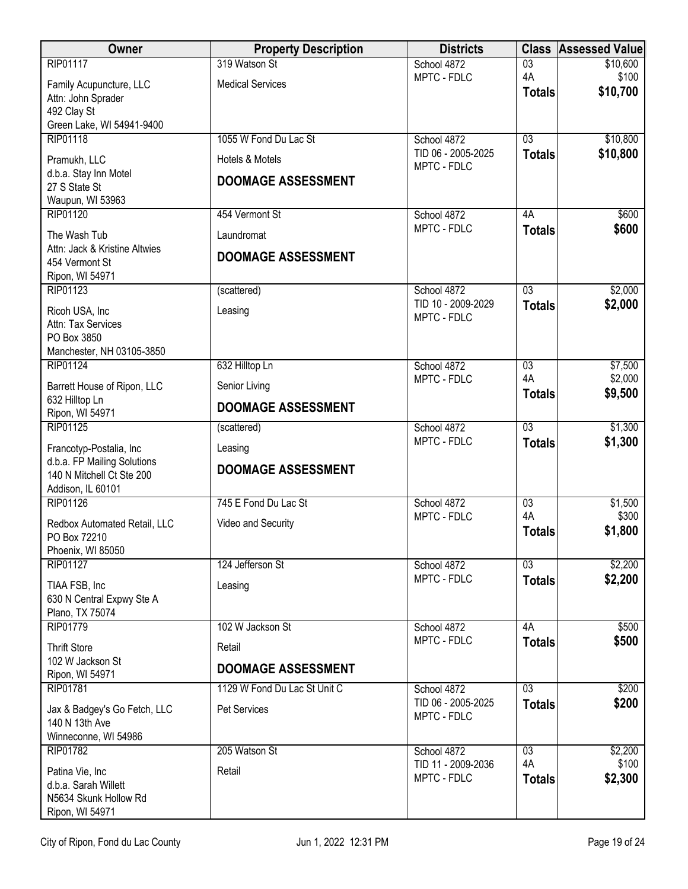| Owner | Property Description | Districts | Class | Assessed Value |
|---|---|---|---|---|
| RIP01117<br>Family Acupuncture, LLC<br>Attn: John Sprader<br>492 Clay St<br>Green Lake, WI 54941-9400 | 319 Watson St<br>Medical Services | School 4872<br>MPTC - FDLC | 03<br>4A<br>**Totals** | $10,600<br>$100<br>**$10,700** |
| RIP01118<br>Pramukh, LLC<br>d.b.a. Stay Inn Motel<br>27 S State St<br>Waupun, WI 53963 | 1055 W Fond Du Lac St<br>Hotels & Motels<br>**DOOMAGE ASSESSMENT** | School 4872<br>TID 06 - 2005-2025<br>MPTC - FDLC | 03<br>**Totals** | $10,800<br>**$10,800** |
| RIP01120<br>The Wash Tub<br>Attn: Jack & Kristine Altwies<br>454 Vermont St<br>Ripon, WI 54971 | 454 Vermont St<br>Laundromat<br>**DOOMAGE ASSESSMENT** | School 4872<br>MPTC - FDLC | 4A<br>**Totals** | $600<br>**$600** |
| RIP01123<br>Ricoh USA, Inc<br>Attn: Tax Services<br>PO Box 3850<br>Manchester, NH 03105-3850 | (scattered)<br>Leasing | School 4872<br>TID 10 - 2009-2029<br>MPTC - FDLC | 03<br>**Totals** | $2,000<br>**$2,000** |
| RIP01124<br>Barrett House of Ripon, LLC<br>632 Hilltop Ln<br>Ripon, WI 54971 | 632 Hilltop Ln<br>Senior Living<br>**DOOMAGE ASSESSMENT** | School 4872<br>MPTC - FDLC | 03<br>4A<br>**Totals** | $7,500<br>$2,000<br>**$9,500** |
| RIP01125<br>Francotyp-Postalia, Inc<br>d.b.a. FP Mailing Solutions<br>140 N Mitchell Ct Ste 200<br>Addison, IL 60101 | (scattered)<br>Leasing<br>**DOOMAGE ASSESSMENT** | School 4872<br>MPTC - FDLC | 03<br>**Totals** | $1,300<br>**$1,300** |
| RIP01126<br>Redbox Automated Retail, LLC<br>PO Box 72210<br>Phoenix, WI 85050 | 745 E Fond Du Lac St<br>Video and Security | School 4872<br>MPTC - FDLC | 03<br>4A<br>**Totals** | $1,500<br>$300<br>**$1,800** |
| RIP01127<br>TIAA FSB, Inc<br>630 N Central Expwy Ste A<br>Plano, TX 75074 | 124 Jefferson St<br>Leasing | School 4872<br>MPTC - FDLC | 03<br>**Totals** | $2,200<br>**$2,200** |
| RIP01779<br>Thrift Store<br>102 W Jackson St<br>Ripon, WI 54971 | 102 W Jackson St<br>Retail<br>**DOOMAGE ASSESSMENT** | School 4872<br>MPTC - FDLC | 4A<br>**Totals** | $500<br>**$500** |
| RIP01781<br>Jax & Badgey's Go Fetch, LLC<br>140 N 13th Ave<br>Winneconne, WI 54986 | 1129 W Fond Du Lac St Unit C<br>Pet Services | School 4872<br>TID 06 - 2005-2025<br>MPTC - FDLC | 03<br>**Totals** | $200<br>**$200** |
| RIP01782<br>Patina Vie, Inc<br>d.b.a. Sarah Willett<br>N5634 Skunk Hollow Rd<br>Ripon, WI 54971 | 205 Watson St<br>Retail | School 4872<br>TID 11 - 2009-2036<br>MPTC - FDLC | 03<br>4A<br>**Totals** | $2,200<br>$100<br>**$2,300** |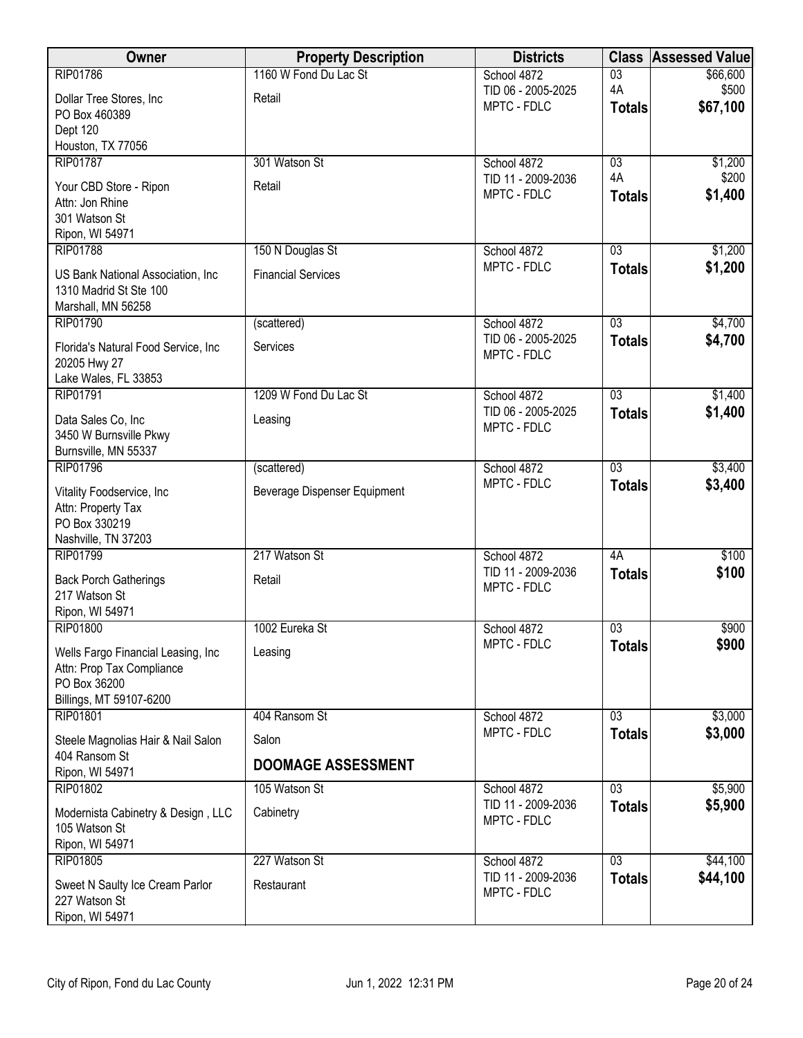| Owner | Property Description | Districts | Class | Assessed Value |
|---|---|---|---|---|
| RIP01786<br>Dollar Tree Stores, Inc<br>PO Box 460389<br>Dept 120<br>Houston, TX 77056 | 1160 W Fond Du Lac St<br>Retail | School 4872<br>TID 06 - 2005-2025<br>MPTC - FDLC | 03<br>4A<br>**Totals** | $66,600<br>$500<br>**$67,100** |
| RIP01787<br>Your CBD Store - Ripon<br>Attn: Jon Rhine<br>301 Watson St<br>Ripon, WI 54971 | 301 Watson St<br>Retail | School 4872<br>TID 11 - 2009-2036<br>MPTC - FDLC | 03<br>4A<br>**Totals** | $1,200<br>$200<br>**$1,400** |
| RIP01788<br>US Bank National Association, Inc<br>1310 Madrid St Ste 100<br>Marshall, MN 56258 | 150 N Douglas St<br>Financial Services | School 4872<br>MPTC - FDLC | 03<br>**Totals** | $1,200<br>**$1,200** |
| RIP01790<br>Florida's Natural Food Service, Inc<br>20205 Hwy 27<br>Lake Wales, FL 33853 | (scattered)<br>Services | School 4872<br>TID 06 - 2005-2025<br>MPTC - FDLC | 03<br>**Totals** | $4,700<br>**$4,700** |
| RIP01791<br>Data Sales Co, Inc<br>3450 W Burnsville Pkwy<br>Burnsville, MN 55337 | 1209 W Fond Du Lac St<br>Leasing | School 4872<br>TID 06 - 2005-2025<br>MPTC - FDLC | 03<br>**Totals** | $1,400<br>**$1,400** |
| RIP01796<br>Vitality Foodservice, Inc<br>Attn: Property Tax<br>PO Box 330219<br>Nashville, TN 37203 | (scattered)<br>Beverage Dispenser Equipment | School 4872<br>MPTC - FDLC | 03<br>**Totals** | $3,400<br>**$3,400** |
| RIP01799<br>Back Porch Gatherings<br>217 Watson St<br>Ripon, WI 54971 | 217 Watson St<br>Retail | School 4872<br>TID 11 - 2009-2036<br>MPTC - FDLC | 4A<br>**Totals** | $100<br>**$100** |
| RIP01800<br>Wells Fargo Financial Leasing, Inc<br>Attn: Prop Tax Compliance<br>PO Box 36200<br>Billings, MT 59107-6200 | 1002 Eureka St<br>Leasing | School 4872<br>MPTC - FDLC | 03<br>**Totals** | $900<br>**$900** |
| RIP01801<br>Steele Magnolias Hair & Nail Salon<br>404 Ransom St<br>Ripon, WI 54971 | 404 Ransom St<br>Salon<br>**DOOMAGE ASSESSMENT** | School 4872<br>MPTC - FDLC | 03<br>**Totals** | $3,000<br>**$3,000** |
| RIP01802<br>Modernista Cabinetry & Design , LLC<br>105 Watson St<br>Ripon, WI 54971 | 105 Watson St<br>Cabinetry | School 4872<br>TID 11 - 2009-2036<br>MPTC - FDLC | 03<br>**Totals** | $5,900<br>**$5,900** |
| RIP01805<br>Sweet N Saulty Ice Cream Parlor<br>227 Watson St<br>Ripon, WI 54971 | 227 Watson St<br>Restaurant | School 4872<br>TID 11 - 2009-2036<br>MPTC - FDLC | 03<br>**Totals** | $44,100<br>**$44,100** |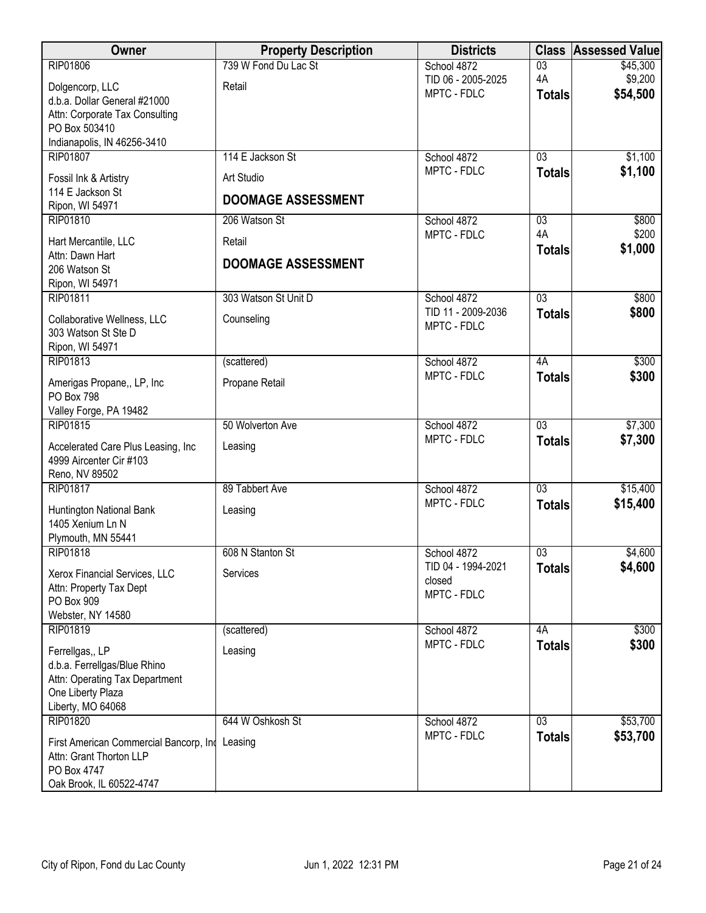| Owner | Property Description | Districts | Class | Assessed Value |
|---|---|---|---|---|
| RIP01806<br>Dolgencorp, LLC<br>d.b.a. Dollar General #21000<br>Attn: Corporate Tax Consulting<br>PO Box 503410<br>Indianapolis, IN 46256-3410 | 739 W Fond Du Lac St<br>Retail | School 4872<br>TID 06 - 2005-2025<br>MPTC - FDLC | 03<br>4A<br>**Totals** | $45,300<br>$9,200<br>**$54,500** |
| RIP01807<br>Fossil Ink & Artistry<br>114 E Jackson St<br>Ripon, WI 54971 | 114 E Jackson St<br>Art Studio<br>**DOOMAGE ASSESSMENT** | School 4872<br>MPTC - FDLC | 03<br>**Totals** | $1,100<br>**$1,100** |
| RIP01810<br>Hart Mercantile, LLC<br>Attn: Dawn Hart<br>206 Watson St<br>Ripon, WI 54971 | 206 Watson St<br>Retail<br>**DOOMAGE ASSESSMENT** | School 4872<br>MPTC - FDLC | 03<br>4A<br>**Totals** | $800<br>$200<br>**$1,000** |
| RIP01811<br>Collaborative Wellness, LLC<br>303 Watson St Ste D<br>Ripon, WI 54971 | 303 Watson St Unit D<br>Counseling | School 4872<br>TID 11 - 2009-2036<br>MPTC - FDLC | 03<br>**Totals** | $800<br>**$800** |
| RIP01813<br>Amerigas Propane,, LP, Inc<br>PO Box 798<br>Valley Forge, PA 19482 | (scattered)<br>Propane Retail | School 4872<br>MPTC - FDLC | 4A<br>**Totals** | $300<br>**$300** |
| RIP01815<br>Accelerated Care Plus Leasing, Inc<br>4999 Aircenter Cir #103<br>Reno, NV 89502 | 50 Wolverton Ave<br>Leasing | School 4872<br>MPTC - FDLC | 03<br>**Totals** | $7,300<br>**$7,300** |
| RIP01817<br>Huntington National Bank<br>1405 Xenium Ln N<br>Plymouth, MN 55441 | 89 Tabbert Ave<br>Leasing | School 4872<br>MPTC - FDLC | 03<br>**Totals** | $15,400<br>**$15,400** |
| RIP01818<br>Xerox Financial Services, LLC<br>Attn: Property Tax Dept<br>PO Box 909<br>Webster, NY 14580 | 608 N Stanton St<br>Services | School 4872<br>TID 04 - 1994-2021 closed<br>MPTC - FDLC | 03<br>**Totals** | $4,600<br>**$4,600** |
| RIP01819<br>Ferrellgas,, LP<br>d.b.a. Ferrellgas/Blue Rhino<br>Attn: Operating Tax Department<br>One Liberty Plaza<br>Liberty, MO 64068 | (scattered)<br>Leasing | School 4872<br>MPTC - FDLC | 4A<br>**Totals** | $300<br>**$300** |
| RIP01820<br>First American Commercial Bancorp, Inc<br>Attn: Grant Thorton LLP<br>PO Box 4747<br>Oak Brook, IL 60522-4747 | 644 W Oshkosh St<br>Leasing | School 4872<br>MPTC - FDLC | 03<br>**Totals** | $53,700<br>**$53,700** |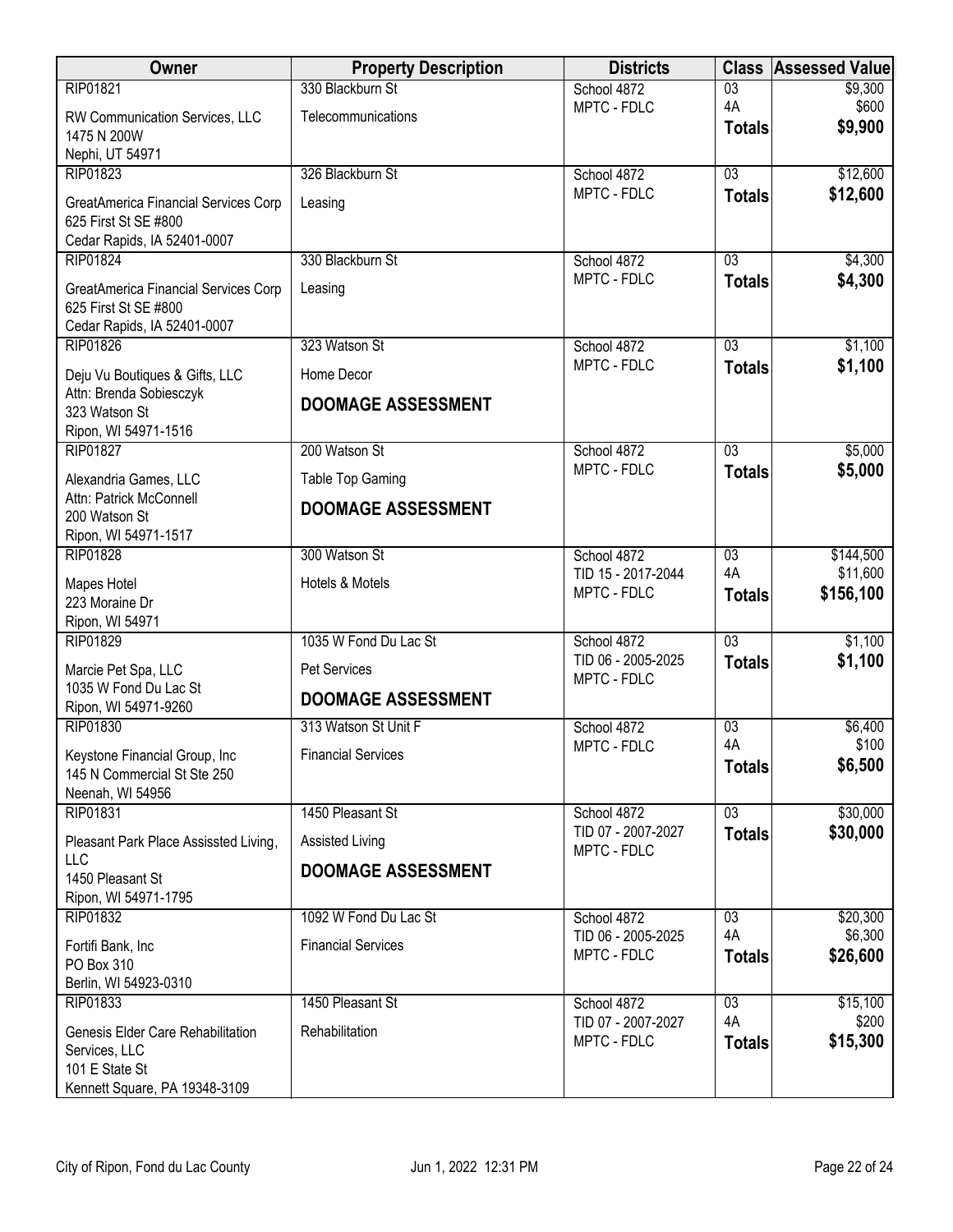| Owner | Property Description | Districts | Class | Assessed Value |
|---|---|---|---|---|
| RIP01821<br>RW Communication Services, LLC<br>1475 N 200W<br>Nephi, UT 54971 | 330 Blackburn St<br>Telecommunications | School 4872<br>MPTC - FDLC | 03<br>4A<br>**Totals** | $9,300<br>$600<br>**$9,900** |
| RIP01823<br>GreatAmerica Financial Services Corp<br>625 First St SE #800<br>Cedar Rapids, IA 52401-0007 | 326 Blackburn St<br>Leasing | School 4872<br>MPTC - FDLC | 03<br>**Totals** | $12,600<br>**$12,600** |
| RIP01824<br>GreatAmerica Financial Services Corp<br>625 First St SE #800<br>Cedar Rapids, IA 52401-0007 | 330 Blackburn St<br>Leasing | School 4872<br>MPTC - FDLC | 03<br>**Totals** | $4,300<br>**$4,300** |
| RIP01826<br>Deju Vu Boutiques & Gifts, LLC<br>Attn: Brenda Sobiesczyk<br>323 Watson St<br>Ripon, WI 54971-1516 | 323 Watson St<br>Home Decor<br>**DOOMAGE ASSESSMENT** | School 4872<br>MPTC - FDLC | 03<br>**Totals** | $1,100<br>**$1,100** |
| RIP01827<br>Alexandria Games, LLC<br>Attn: Patrick McConnell<br>200 Watson St<br>Ripon, WI 54971-1517 | 200 Watson St<br>Table Top Gaming<br>**DOOMAGE ASSESSMENT** | School 4872<br>MPTC - FDLC | 03<br>**Totals** | $5,000<br>**$5,000** |
| RIP01828<br>Mapes Hotel<br>223 Moraine Dr<br>Ripon, WI 54971 | 300 Watson St<br>Hotels & Motels | School 4872<br>TID 15 - 2017-2044<br>MPTC - FDLC | 03<br>4A<br>**Totals** | $144,500<br>$11,600<br>**$156,100** |
| RIP01829<br>Marcie Pet Spa, LLC<br>1035 W Fond Du Lac St<br>Ripon, WI 54971-9260 | 1035 W Fond Du Lac St<br>Pet Services<br>**DOOMAGE ASSESSMENT** | School 4872<br>TID 06 - 2005-2025<br>MPTC - FDLC | 03<br>**Totals** | $1,100<br>**$1,100** |
| RIP01830<br>Keystone Financial Group, Inc<br>145 N Commercial St Ste 250<br>Neenah, WI 54956 | 313 Watson St Unit F<br>Financial Services | School 4872<br>MPTC - FDLC | 03<br>4A<br>**Totals** | $6,400<br>$100<br>**$6,500** |
| RIP01831<br>Pleasant Park Place Assissted Living, LLC<br>1450 Pleasant St<br>Ripon, WI 54971-1795 | 1450 Pleasant St<br>Assisted Living<br>**DOOMAGE ASSESSMENT** | School 4872<br>TID 07 - 2007-2027<br>MPTC - FDLC | 03<br>**Totals** | $30,000<br>**$30,000** |
| RIP01832<br>Fortifi Bank, Inc<br>PO Box 310<br>Berlin, WI 54923-0310 | 1092 W Fond Du Lac St<br>Financial Services | School 4872<br>TID 06 - 2005-2025<br>MPTC - FDLC | 03<br>4A<br>**Totals** | $20,300<br>$6,300<br>**$26,600** |
| RIP01833<br>Genesis Elder Care Rehabilitation Services, LLC<br>101 E State St<br>Kennett Square, PA 19348-3109 | 1450 Pleasant St<br>Rehabilitation | School 4872<br>TID 07 - 2007-2027<br>MPTC - FDLC | 03<br>4A<br>**Totals** | $15,100<br>$200<br>**$15,300** |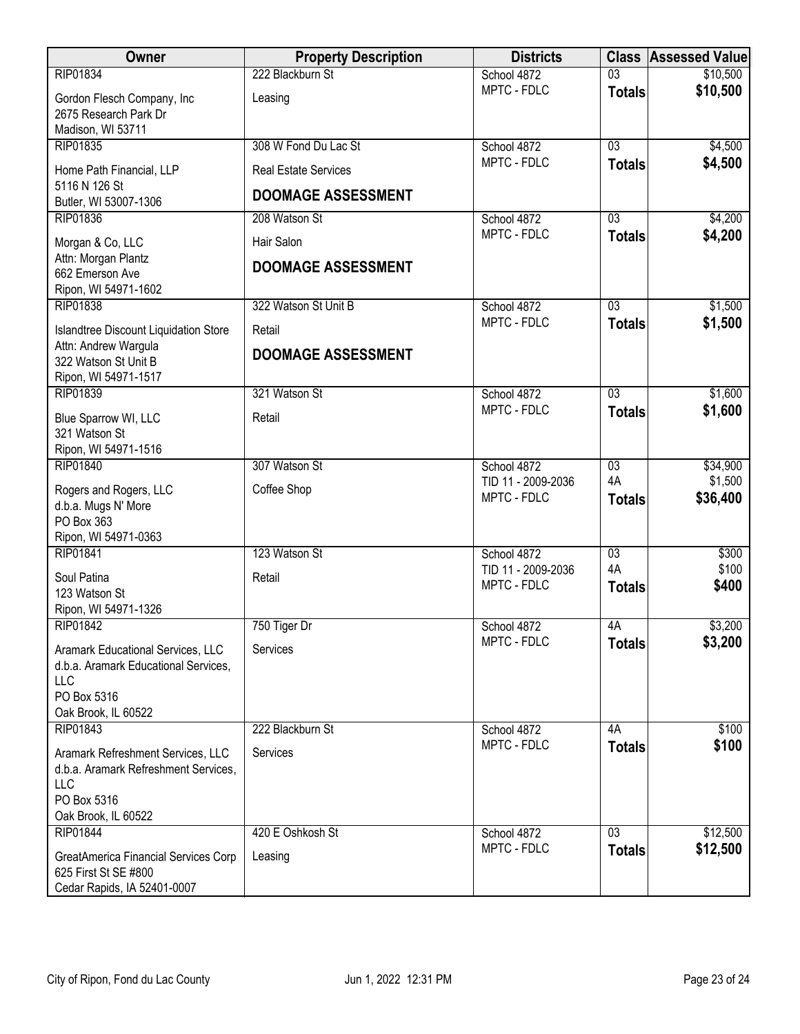| Owner | Property Description | Districts | Class | Assessed Value |
|---|---|---|---|---|
| RIP01834<br>Gordon Flesch Company, Inc<br>2675 Research Park Dr<br>Madison, WI 53711 | 222 Blackburn St<br>Leasing | School 4872<br>MPTC - FDLC | 03<br>**Totals** | $10,500<br>**$10,500** |
| RIP01835<br>Home Path Financial, LLP<br>5116 N 126 St<br>Butler, WI 53007-1306 | 308 W Fond Du Lac St<br>Real Estate Services<br>**DOOMAGE ASSESSMENT** | School 4872<br>MPTC - FDLC | 03<br>**Totals** | $4,500<br>**$4,500** |
| RIP01836<br>Morgan & Co, LLC<br>Attn: Morgan Plantz<br>662 Emerson Ave<br>Ripon, WI 54971-1602 | 208 Watson St<br>Hair Salon<br>**DOOMAGE ASSESSMENT** | School 4872<br>MPTC - FDLC | 03<br>**Totals** | $4,200<br>**$4,200** |
| RIP01838<br>Islandtree Discount Liquidation Store<br>Attn: Andrew Wargula<br>322 Watson St Unit B<br>Ripon, WI 54971-1517 | 322 Watson St Unit B<br>Retail<br>**DOOMAGE ASSESSMENT** | School 4872<br>MPTC - FDLC | 03<br>**Totals** | $1,500<br>**$1,500** |
| RIP01839<br>Blue Sparrow WI, LLC<br>321 Watson St<br>Ripon, WI 54971-1516 | 321 Watson St<br>Retail | School 4872<br>MPTC - FDLC | 03<br>**Totals** | $1,600<br>**$1,600** |
| RIP01840<br>Rogers and Rogers, LLC<br>d.b.a. Mugs N' More<br>PO Box 363<br>Ripon, WI 54971-0363 | 307 Watson St<br>Coffee Shop | School 4872<br>TID 11 - 2009-2036<br>MPTC - FDLC | 03<br>4A<br>**Totals** | $34,900<br>$1,500<br>**$36,400** |
| RIP01841<br>Soul Patina<br>123 Watson St<br>Ripon, WI 54971-1326 | 123 Watson St<br>Retail | School 4872<br>TID 11 - 2009-2036<br>MPTC - FDLC | 03<br>4A<br>**Totals** | $300<br>$100<br>**$400** |
| RIP01842<br>Aramark Educational Services, LLC<br>d.b.a. Aramark Educational Services, LLC<br>PO Box 5316<br>Oak Brook, IL 60522 | 750 Tiger Dr<br>Services | School 4872<br>MPTC - FDLC | 4A<br>**Totals** | $3,200<br>**$3,200** |
| RIP01843<br>Aramark Refreshment Services, LLC<br>d.b.a. Aramark Refreshment Services, LLC<br>PO Box 5316<br>Oak Brook, IL 60522 | 222 Blackburn St<br>Services | School 4872<br>MPTC - FDLC | 4A<br>**Totals** | $100<br>**$100** |
| RIP01844<br>GreatAmerica Financial Services Corp<br>625 First St SE #800<br>Cedar Rapids, IA 52401-0007 | 420 E Oshkosh St<br>Leasing | School 4872<br>MPTC - FDLC | 03<br>**Totals** | $12,500<br>**$12,500** |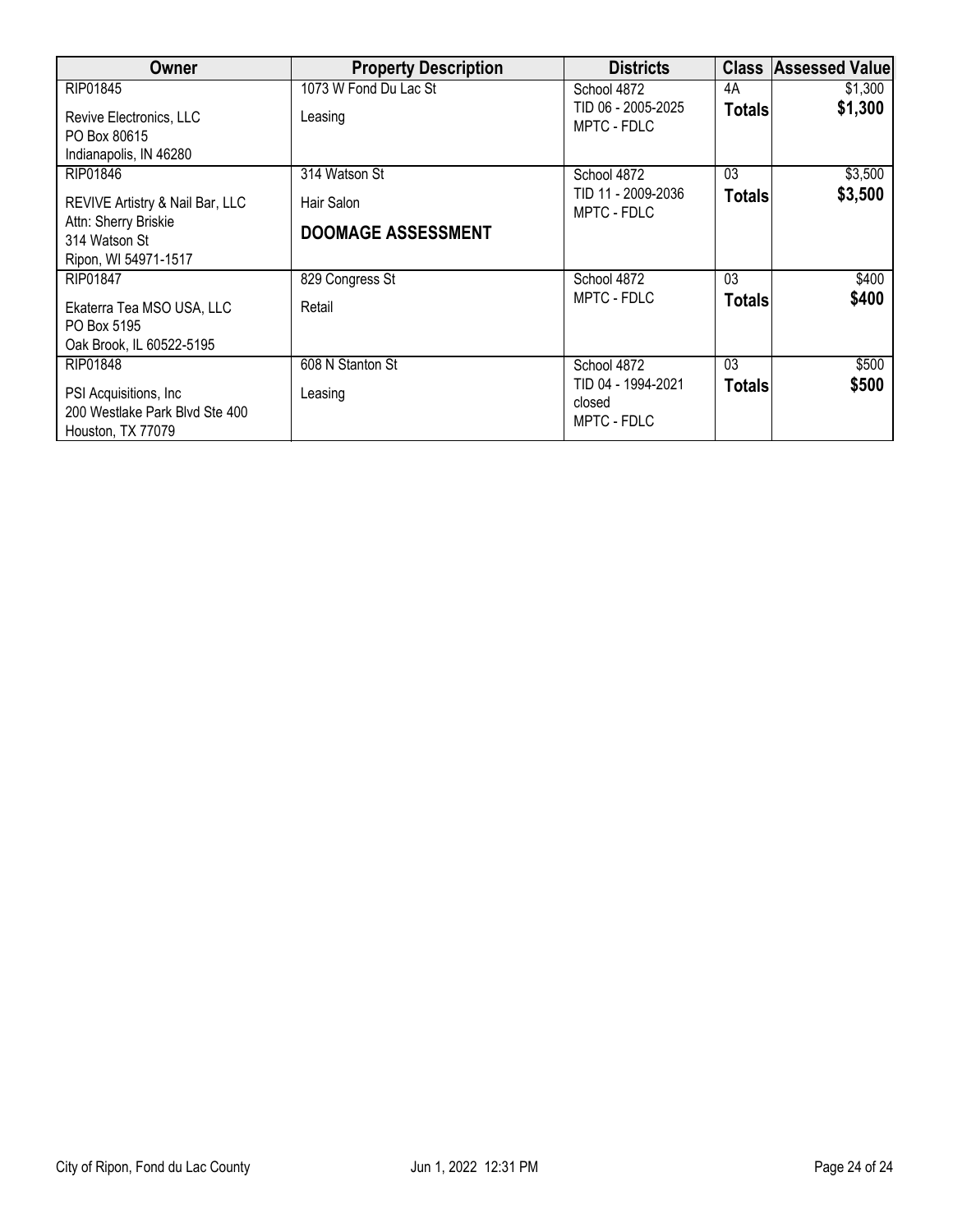| Owner | Property Description | Districts | Class | Assessed Value |
|---|---|---|---|---|
| RIP01845<br>Revive Electronics, LLC<br>PO Box 80615<br>Indianapolis, IN 46280 | 1073 W Fond Du Lac St<br>Leasing | School 4872<br>TID 06 - 2005-2025<br>MPTC - FDLC | 4A<br>**Totals** | $1,300<br>**$1,300** |
| RIP01846<br>REVIVE Artistry & Nail Bar, LLC<br>Attn: Sherry Briskie<br>314 Watson St<br>Ripon, WI 54971-1517 | 314 Watson St<br>Hair Salon<br>**DOOMAGE ASSESSMENT** | School 4872<br>TID 11 - 2009-2036<br>MPTC - FDLC | 03<br>**Totals** | $3,500<br>**$3,500** |
| RIP01847<br>Ekaterra Tea MSO USA, LLC<br>PO Box 5195<br>Oak Brook, IL 60522-5195 | 829 Congress St<br>Retail | School 4872<br>MPTC - FDLC | 03<br>**Totals** | $400<br>**$400** |
| RIP01848<br>PSI Acquisitions, Inc<br>200 Westlake Park Blvd Ste 400<br>Houston, TX 77079 | 608 N Stanton St<br>Leasing | School 4872<br>TID 04 - 1994-2021 closed<br>MPTC - FDLC | 03<br>**Totals** | $500<br>**$500** |

City of Ripon, Fond du Lac County — Jun 1, 2022 12:31 PM